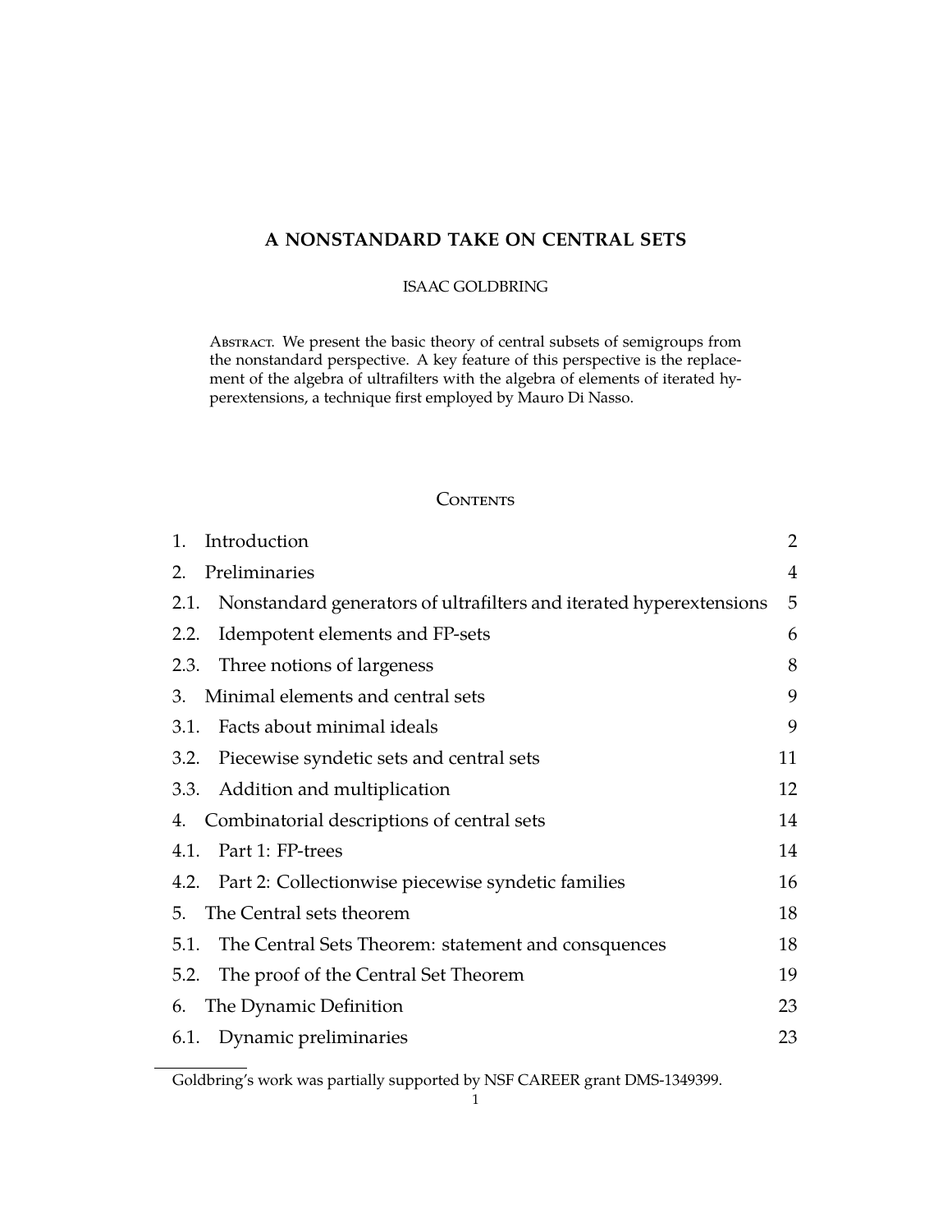# A NONSTANDARD TAKE ON CENTRAL SETS

ISAAC GOLDBRING

**Abstract.** We present the basic theory of central subsets of semigroups from the nonstandard perspective. A key feature of this perspective is the replacement of the algebra of ultrafilters with the algebra of elements of iterated hyperextensions, a technique first employed by Mauro Di Nasso.

## Contents

| | | |
|---|---|---|
| 1. | Introduction | 2 |
| 2. | Preliminaries | 4 |
| 2.1. | Nonstandard generators of ultrafilters and iterated hyperextensions | 5 |
| 2.2. | Idempotent elements and FP-sets | 6 |
| 2.3. | Three notions of largeness | 8 |
| 3. | Minimal elements and central sets | 9 |
| 3.1. | Facts about minimal ideals | 9 |
| 3.2. | Piecewise syndetic sets and central sets | 11 |
| 3.3. | Addition and multiplication | 12 |
| 4. | Combinatorial descriptions of central sets | 14 |
| 4.1. | Part 1: FP-trees | 14 |
| 4.2. | Part 2: Collectionwise piecewise syndetic families | 16 |
| 5. | The Central sets theorem | 18 |
| 5.1. | The Central Sets Theorem: statement and consquences | 18 |
| 5.2. | The proof of the Central Set Theorem | 19 |
| 6. | The Dynamic Definition | 23 |
| 6.1. | Dynamic preliminaries | 23 |

Goldbring's work was partially supported by NSF CAREER grant DMS-1349399.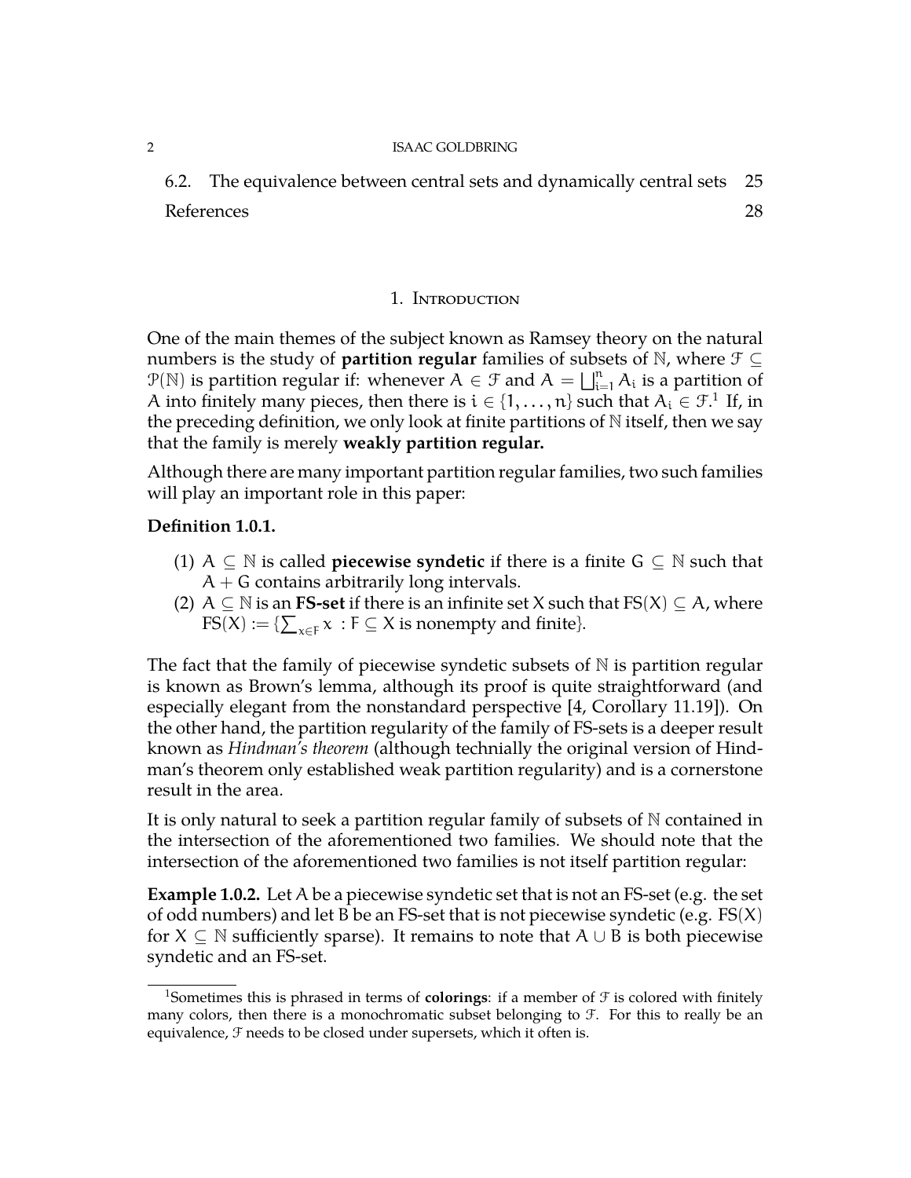6.2. The equivalence between central sets and dynamically central sets 25
References 28

## 1. Introduction

One of the main themes of the subject known as Ramsey theory on the natural numbers is the study of **partition regular** families of subsets of $\mathbb{N}$, where $\mathcal{F} \subseteq \mathcal{P}(\mathbb{N})$ is partition regular if: whenever $A \in \mathcal{F}$ and $A = \bigsqcup_{i=1}^{n} A_i$ is a partition of $A$ into finitely many pieces, then there is $i \in \{1, \ldots, n\}$ such that $A_i \in \mathcal{F}$.[1] If, in the preceding definition, we only look at finite partitions of $\mathbb{N}$ itself, then we say that the family is merely **weakly partition regular.**

Although there are many important partition regular families, two such families will play an important role in this paper:

**Definition 1.0.1.**

(1) $A \subseteq \mathbb{N}$ is called **piecewise syndetic** if there is a finite $G \subseteq \mathbb{N}$ such that $A + G$ contains arbitrarily long intervals.
(2) $A \subseteq \mathbb{N}$ is an **FS-set** if there is an infinite set $X$ such that $\mathrm{FS}(X) \subseteq A$, where $\mathrm{FS}(X) := \{\sum_{x \in F} x \ : F \subseteq X \text{ is nonempty and finite}\}$.

The fact that the family of piecewise syndetic subsets of $\mathbb{N}$ is partition regular is known as Brown's lemma, although its proof is quite straightforward (and especially elegant from the nonstandard perspective [4, Corollary 11.19]). On the other hand, the partition regularity of the family of FS-sets is a deeper result known as *Hindman's theorem* (although technially the original version of Hindman's theorem only established weak partition regularity) and is a cornerstone result in the area.

It is only natural to seek a partition regular family of subsets of $\mathbb{N}$ contained in the intersection of the aforementioned two families. We should note that the intersection of the aforementioned two families is not itself partition regular:

**Example 1.0.2.** Let $A$ be a piecewise syndetic set that is not an FS-set (e.g. the set of odd numbers) and let $B$ be an FS-set that is not piecewise syndetic (e.g. $\mathrm{FS}(X)$ for $X \subseteq \mathbb{N}$ sufficiently sparse). It remains to note that $A \cup B$ is both piecewise syndetic and an FS-set.

[1] Sometimes this is phrased in terms of **colorings**: if a member of $\mathcal{F}$ is colored with finitely many colors, then there is a monochromatic subset belonging to $\mathcal{F}$. For this to really be an equivalence, $\mathcal{F}$ needs to be closed under supersets, which it often is.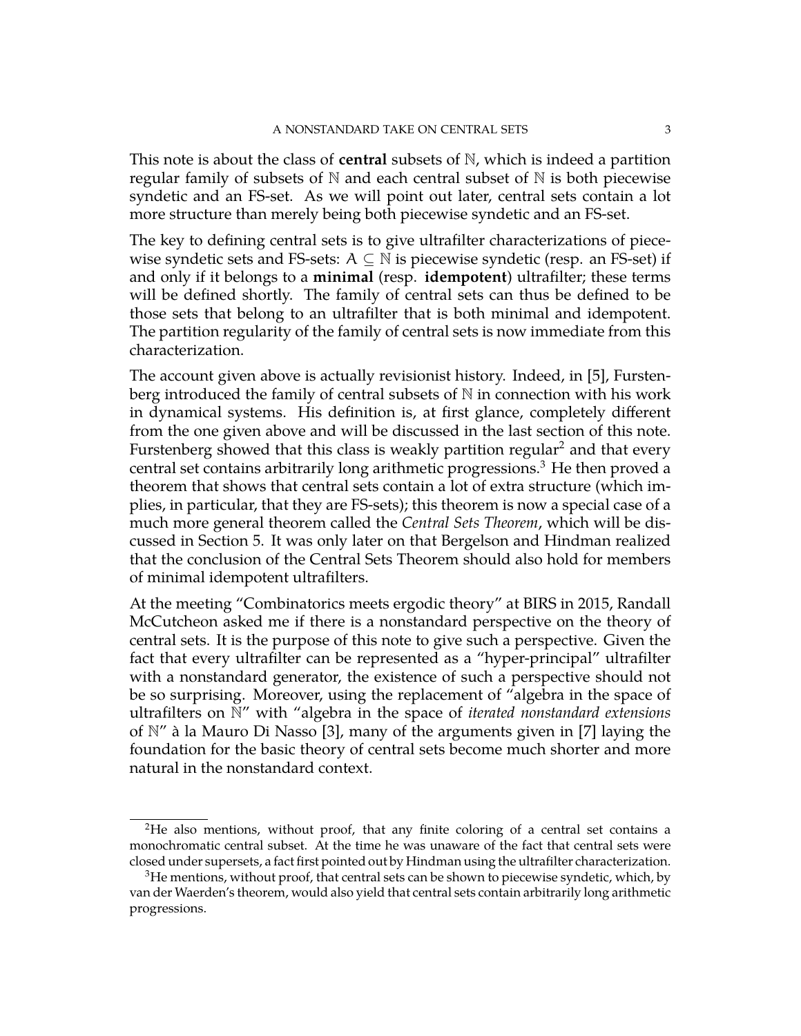This note is about the class of **central** subsets of $\mathbb{N}$, which is indeed a partition regular family of subsets of $\mathbb{N}$ and each central subset of $\mathbb{N}$ is both piecewise syndetic and an FS-set. As we will point out later, central sets contain a lot more structure than merely being both piecewise syndetic and an FS-set.

The key to defining central sets is to give ultrafilter characterizations of piecewise syndetic sets and FS-sets: $A \subseteq \mathbb{N}$ is piecewise syndetic (resp. an FS-set) if and only if it belongs to a **minimal** (resp. **idempotent**) ultrafilter; these terms will be defined shortly. The family of central sets can thus be defined to be those sets that belong to an ultrafilter that is both minimal and idempotent. The partition regularity of the family of central sets is now immediate from this characterization.

The account given above is actually revisionist history. Indeed, in [5], Furstenberg introduced the family of central subsets of $\mathbb{N}$ in connection with his work in dynamical systems. His definition is, at first glance, completely different from the one given above and will be discussed in the last section of this note. Furstenberg showed that this class is weakly partition regular[2] and that every central set contains arbitrarily long arithmetic progressions.[3] He then proved a theorem that shows that central sets contain a lot of extra structure (which implies, in particular, that they are FS-sets); this theorem is now a special case of a much more general theorem called the *Central Sets Theorem*, which will be discussed in Section 5. It was only later on that Bergelson and Hindman realized that the conclusion of the Central Sets Theorem should also hold for members of minimal idempotent ultrafilters.

At the meeting "Combinatorics meets ergodic theory" at BIRS in 2015, Randall McCutcheon asked me if there is a nonstandard perspective on the theory of central sets. It is the purpose of this note to give such a perspective. Given the fact that every ultrafilter can be represented as a "hyper-principal" ultrafilter with a nonstandard generator, the existence of such a perspective should not be so surprising. Moreover, using the replacement of "algebra in the space of ultrafilters on $\mathbb{N}$" with "algebra in the space of *iterated nonstandard extensions* of $\mathbb{N}$" à la Mauro Di Nasso [3], many of the arguments given in [7] laying the foundation for the basic theory of central sets become much shorter and more natural in the nonstandard context.

[2] He also mentions, without proof, that any finite coloring of a central set contains a monochromatic central subset. At the time he was unaware of the fact that central sets were closed under supersets, a fact first pointed out by Hindman using the ultrafilter characterization.

[3] He mentions, without proof, that central sets can be shown to piecewise syndetic, which, by van der Waerden's theorem, would also yield that central sets contain arbitrarily long arithmetic progressions.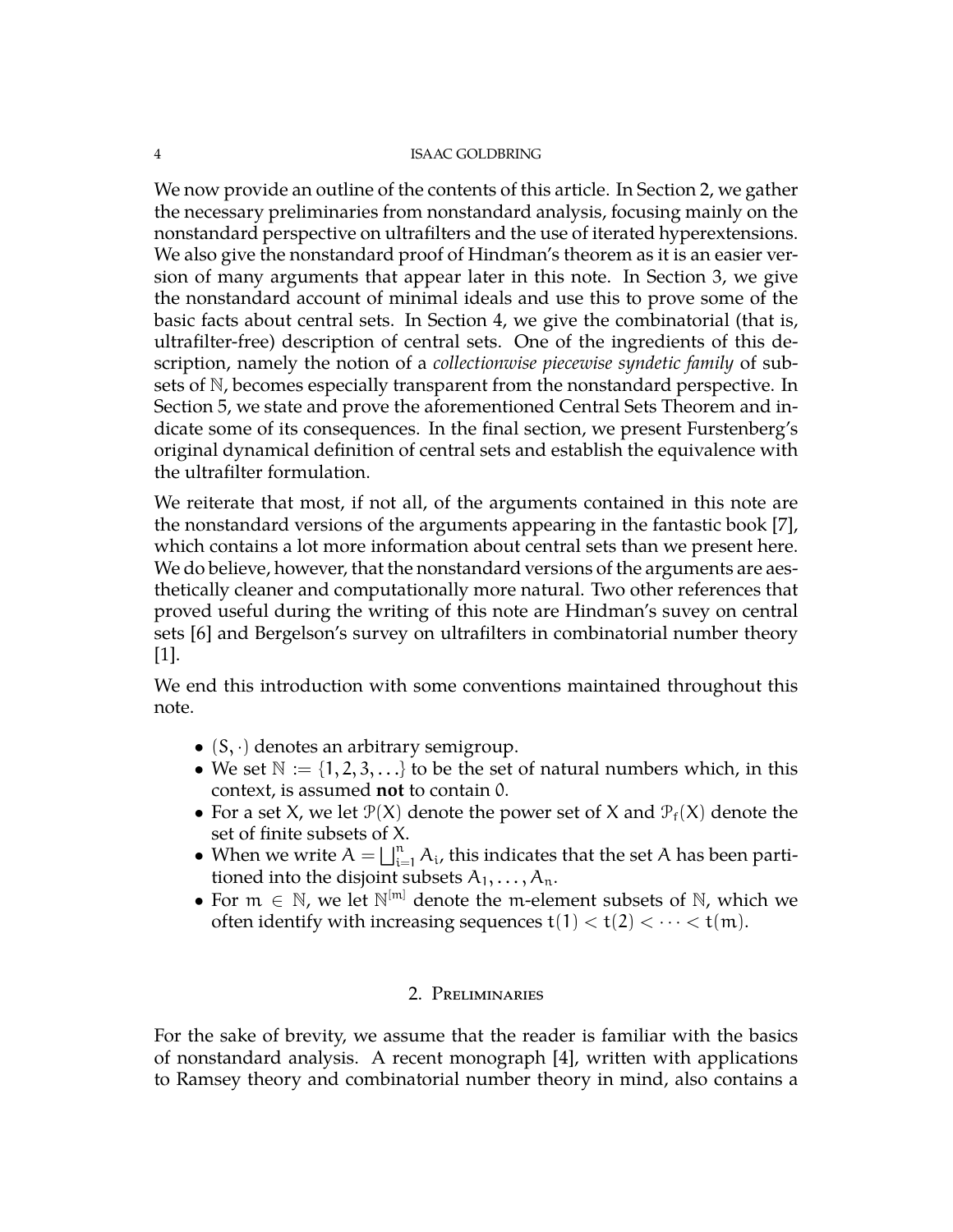We now provide an outline of the contents of this article. In Section 2, we gather the necessary preliminaries from nonstandard analysis, focusing mainly on the nonstandard perspective on ultrafilters and the use of iterated hyperextensions. We also give the nonstandard proof of Hindman's theorem as it is an easier version of many arguments that appear later in this note. In Section 3, we give the nonstandard account of minimal ideals and use this to prove some of the basic facts about central sets. In Section 4, we give the combinatorial (that is, ultrafilter-free) description of central sets. One of the ingredients of this description, namely the notion of a *collectionwise piecewise syndetic family* of subsets of $\mathbb{N}$, becomes especially transparent from the nonstandard perspective. In Section 5, we state and prove the aforementioned Central Sets Theorem and indicate some of its consequences. In the final section, we present Furstenberg's original dynamical definition of central sets and establish the equivalence with the ultrafilter formulation.

We reiterate that most, if not all, of the arguments contained in this note are the nonstandard versions of the arguments appearing in the fantastic book [7], which contains a lot more information about central sets than we present here. We do believe, however, that the nonstandard versions of the arguments are aesthetically cleaner and computationally more natural. Two other references that proved useful during the writing of this note are Hindman's suvey on central sets [6] and Bergelson's survey on ultrafilters in combinatorial number theory [1].

We end this introduction with some conventions maintained throughout this note.

- $(S, \cdot)$ denotes an arbitrary semigroup.
- We set $\mathbb{N} := \{1, 2, 3, \ldots\}$ to be the set of natural numbers which, in this context, is assumed **not** to contain $0$.
- For a set $X$, we let $\mathcal{P}(X)$ denote the power set of $X$ and $\mathcal{P}_f(X)$ denote the set of finite subsets of $X$.
- When we write $A = \bigsqcup_{i=1}^n A_i$, this indicates that the set $A$ has been partitioned into the disjoint subsets $A_1, \ldots, A_n$.
- For $m \in \mathbb{N}$, we let $\mathbb{N}^{[m]}$ denote the $m$-element subsets of $\mathbb{N}$, which we often identify with increasing sequences $t(1) < t(2) < \cdots < t(m)$.

## 2. Preliminaries

For the sake of brevity, we assume that the reader is familiar with the basics of nonstandard analysis. A recent monograph [4], written with applications to Ramsey theory and combinatorial number theory in mind, also contains a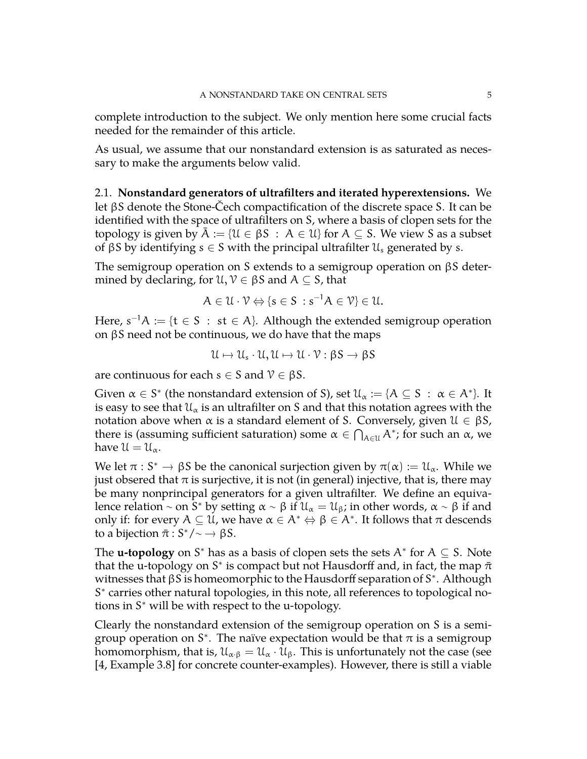complete introduction to the subject. We only mention here some crucial facts needed for the remainder of this article.

As usual, we assume that our nonstandard extension is as saturated as necessary to make the arguments below valid.

### 2.1. Nonstandard generators of ultrafilters and iterated hyperextensions.

We let $\beta S$ denote the Stone-Čech compactification of the discrete space $S$. It can be identified with the space of ultrafilters on $S$, where a basis of clopen sets for the topology is given by $\bar{A} := \{\mathcal{U} \in \beta S \ : \ A \in \mathcal{U}\}$ for $A \subseteq S$. We view $S$ as a subset of $\beta S$ by identifying $s \in S$ with the principal ultrafilter $\mathcal{U}_s$ generated by $s$.

The semigroup operation on $S$ extends to a semigroup operation on $\beta S$ determined by declaring, for $\mathcal{U}, \mathcal{V} \in \beta S$ and $A \subseteq S$, that

$$A \in \mathcal{U} \cdot \mathcal{V} \Leftrightarrow \{s \in S \ : s^{-1}A \in \mathcal{V}\} \in \mathcal{U}.$$

Here, $s^{-1}A := \{t \in S \ : \ st \in A\}$. Although the extended semigroup operation on $\beta S$ need not be continuous, we do have that the maps

$$\mathcal{U} \mapsto \mathcal{U}_s \cdot \mathcal{U}, \mathcal{U} \mapsto \mathcal{U} \cdot \mathcal{V} : \beta S \to \beta S$$

are continuous for each $s \in S$ and $\mathcal{V} \in \beta S$.

Given $\alpha \in S^*$ (the nonstandard extension of $S$), set $\mathcal{U}_\alpha := \{A \subseteq S \ : \ \alpha \in A^*\}$. It is easy to see that $\mathcal{U}_\alpha$ is an ultrafilter on $S$ and that this notation agrees with the notation above when $\alpha$ is a standard element of $S$. Conversely, given $\mathcal{U} \in \beta S$, there is (assuming sufficient saturation) some $\alpha \in \bigcap_{A \in \mathcal{U}} A^*$; for such an $\alpha$, we have $\mathcal{U} = \mathcal{U}_\alpha$.

We let $\pi : S^* \to \beta S$ be the canonical surjection given by $\pi(\alpha) := \mathcal{U}_\alpha$. While we just obsered that $\pi$ is surjective, it is not (in general) injective, that is, there may be many nonprincipal generators for a given ultrafilter. We define an equivalence relation $\sim$ on $S^*$ by setting $\alpha \sim \beta$ if $\mathcal{U}_\alpha = \mathcal{U}_\beta$; in other words, $\alpha \sim \beta$ if and only if: for every $A \subseteq \mathcal{U}$, we have $\alpha \in A^* \Leftrightarrow \beta \in A^*$. It follows that $\pi$ descends to a bijection $\bar{\pi} : S^*/\sim \to \beta S$.

The **u-topology** on $S^*$ has as a basis of clopen sets the sets $A^*$ for $A \subseteq S$. Note that the u-topology on $S^*$ is compact but not Hausdorff and, in fact, the map $\bar{\pi}$ witnesses that $\beta S$ is homeomorphic to the Hausdorff separation of $S^*$. Although $S^*$ carries other natural topologies, in this note, all references to topological notions in $S^*$ will be with respect to the u-topology.

Clearly the nonstandard extension of the semigroup operation on $S$ is a semigroup operation on $S^*$. The naïve expectation would be that $\pi$ is a semigroup homomorphism, that is, $\mathcal{U}_{\alpha \cdot \beta} = \mathcal{U}_\alpha \cdot \mathcal{U}_\beta$. This is unfortunately not the case (see [4, Example 3.8] for concrete counter-examples). However, there is still a viable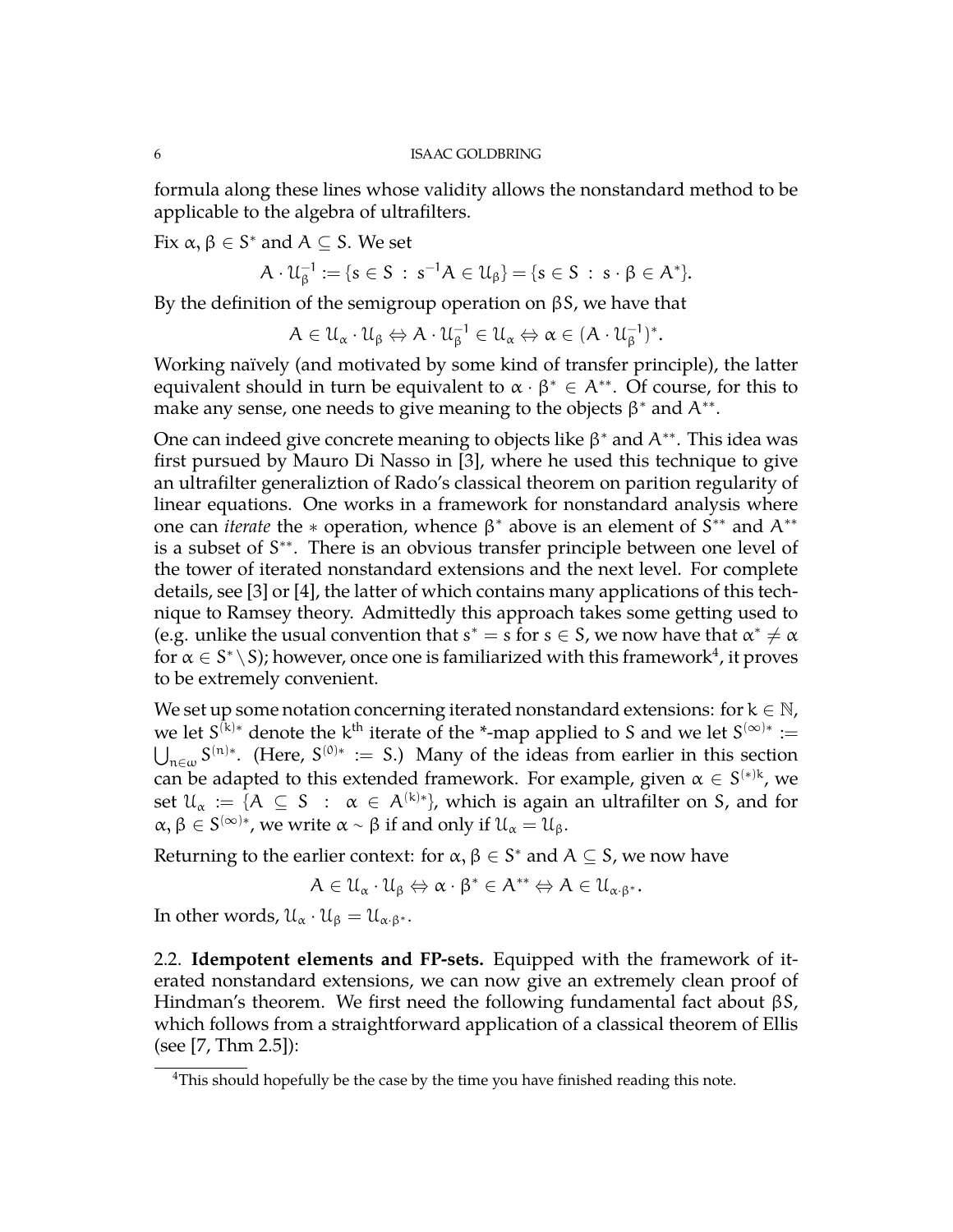formula along these lines whose validity allows the nonstandard method to be applicable to the algebra of ultrafilters.

Fix $\alpha, \beta \in S^*$ and $A \subseteq S$. We set

$$A \cdot \mathcal{U}_\beta^{-1} := \{s \in S \ : \ s^{-1}A \in \mathcal{U}_\beta\} = \{s \in S \ : \ s \cdot \beta \in A^*\}.$$

By the definition of the semigroup operation on $\beta S$, we have that

$$A \in \mathcal{U}_\alpha \cdot \mathcal{U}_\beta \Leftrightarrow A \cdot \mathcal{U}_\beta^{-1} \in \mathcal{U}_\alpha \Leftrightarrow \alpha \in (A \cdot \mathcal{U}_\beta^{-1})^*.$$

Working naïvely (and motivated by some kind of transfer principle), the latter equivalent should in turn be equivalent to $\alpha \cdot \beta^* \in A^{**}$. Of course, for this to make any sense, one needs to give meaning to the objects $\beta^*$ and $A^{**}$.

One can indeed give concrete meaning to objects like $\beta^*$ and $A^{**}$. This idea was first pursued by Mauro Di Nasso in [3], where he used this technique to give an ultrafilter generaliztion of Rado's classical theorem on parition regularity of linear equations. One works in a framework for nonstandard analysis where one can *iterate* the $*$ operation, whence $\beta^*$ above is an element of $S^{**}$ and $A^{**}$ is a subset of $S^{**}$. There is an obvious transfer principle between one level of the tower of iterated nonstandard extensions and the next level. For complete details, see [3] or [4], the latter of which contains many applications of this technique to Ramsey theory. Admittedly this approach takes some getting used to (e.g. unlike the usual convention that $s^* = s$ for $s \in S$, we now have that $\alpha^* \neq \alpha$ for $\alpha \in S^* \setminus S$); however, once one is familiarized with this framework[4], it proves to be extremely convenient.

We set up some notation concerning iterated nonstandard extensions: for $k \in \mathbb{N}$, we let $S^{(k)*}$ denote the $k^{\text{th}}$ iterate of the \*-map applied to $S$ and we let $S^{(\infty)*} := \bigcup_{n\in\omega} S^{(n)*}$. (Here, $S^{(0)*} := S$.) Many of the ideas from earlier in this section can be adapted to this extended framework. For example, given $\alpha \in S^{(*)k}$, we set $\mathcal{U}_\alpha := \{A \subseteq S \ : \ \alpha \in A^{(k)*}\}$, which is again an ultrafilter on $S$, and for $\alpha, \beta \in S^{(\infty)*}$, we write $\alpha \sim \beta$ if and only if $\mathcal{U}_\alpha = \mathcal{U}_\beta$.

Returning to the earlier context: for $\alpha, \beta \in S^*$ and $A \subseteq S$, we now have

$$A \in \mathcal{U}_\alpha \cdot \mathcal{U}_\beta \Leftrightarrow \alpha \cdot \beta^* \in A^{**} \Leftrightarrow A \in \mathcal{U}_{\alpha\cdot\beta^*}.$$

In other words, $\mathcal{U}_\alpha \cdot \mathcal{U}_\beta = \mathcal{U}_{\alpha\cdot\beta^*}$.

2.2. **Idempotent elements and FP-sets.** Equipped with the framework of iterated nonstandard extensions, we can now give an extremely clean proof of Hindman's theorem. We first need the following fundamental fact about $\beta S$, which follows from a straightforward application of a classical theorem of Ellis (see [7, Thm 2.5]):

[4]This should hopefully be the case by the time you have finished reading this note.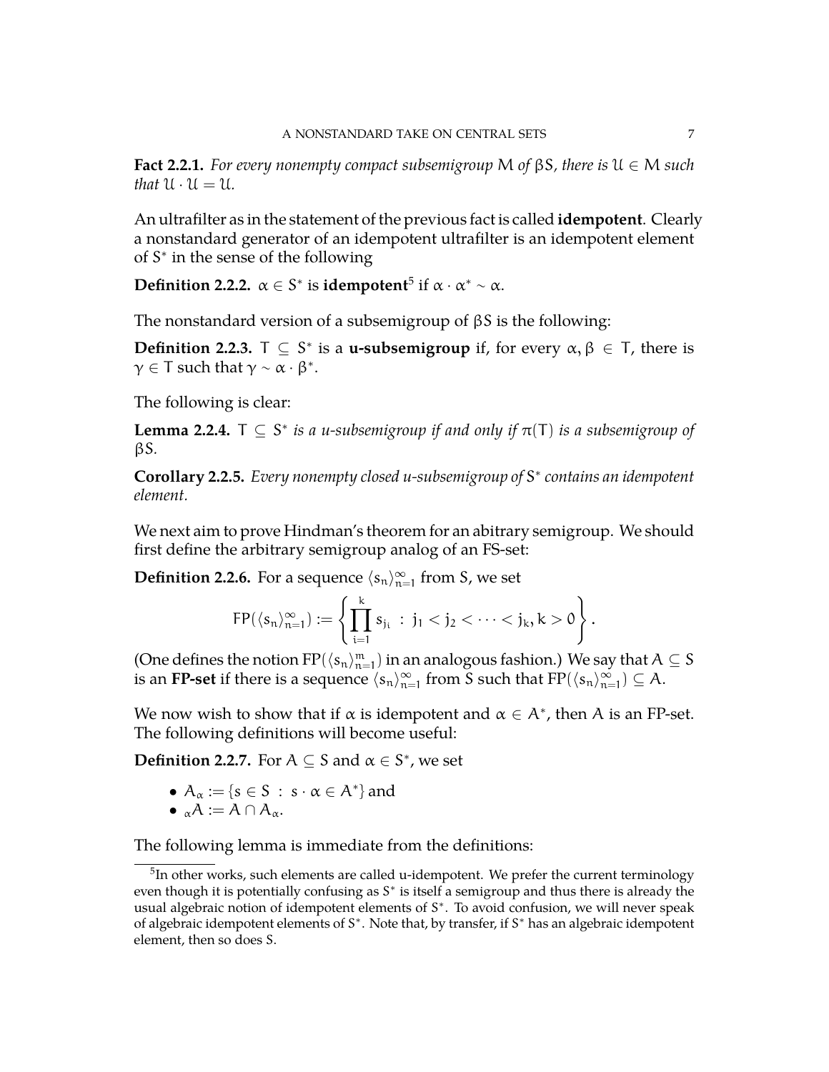**Fact 2.2.1.** *For every nonempty compact subsemigroup $M$ of $\beta S$, there is $\mathcal{U} \in M$ such that $\mathcal{U} \cdot \mathcal{U} = \mathcal{U}$.*

An ultrafilter as in the statement of the previous fact is called **idempotent**. Clearly a nonstandard generator of an idempotent ultrafilter is an idempotent element of $S^*$ in the sense of the following

**Definition 2.2.2.** $\alpha \in S^*$ is **idempotent**[5] if $\alpha \cdot \alpha^* \sim \alpha$.

The nonstandard version of a subsemigroup of $\beta S$ is the following:

**Definition 2.2.3.** $T \subseteq S^*$ is a **u-subsemigroup** if, for every $\alpha, \beta \in T$, there is $\gamma \in T$ such that $\gamma \sim \alpha \cdot \beta^*$.

The following is clear:

**Lemma 2.2.4.** *$T \subseteq S^*$ is a u-subsemigroup if and only if $\pi(T)$ is a subsemigroup of $\beta S$.*

**Corollary 2.2.5.** *Every nonempty closed u-subsemigroup of $S^*$ contains an idempotent element.*

We next aim to prove Hindman's theorem for an abitrary semigroup. We should first define the arbitrary semigroup analog of an FS-set:

**Definition 2.2.6.** For a sequence $\langle s_n \rangle_{n=1}^{\infty}$ from $S$, we set

$$\mathrm{FP}(\langle s_n \rangle_{n=1}^{\infty}) := \left\{ \prod_{i=1}^{k} s_{j_i} \ : \ j_1 < j_2 < \cdots < j_k, k > 0 \right\}.$$

(One defines the notion $\mathrm{FP}(\langle s_n \rangle_{n=1}^{m})$ in an analogous fashion.) We say that $A \subseteq S$ is an **FP-set** if there is a sequence $\langle s_n \rangle_{n=1}^{\infty}$ from $S$ such that $\mathrm{FP}(\langle s_n \rangle_{n=1}^{\infty}) \subseteq A$.

We now wish to show that if $\alpha$ is idempotent and $\alpha \in A^*$, then $A$ is an FP-set. The following definitions will become useful:

**Definition 2.2.7.** For $A \subseteq S$ and $\alpha \in S^*$, we set

- $A_\alpha := \{s \in S \ : \ s \cdot \alpha \in A^*\}$ and
- ${}_\alpha A := A \cap A_\alpha$.

The following lemma is immediate from the definitions:

[5] In other works, such elements are called u-idempotent. We prefer the current terminology even though it is potentially confusing as $S^*$ is itself a semigroup and thus there is already the usual algebraic notion of idempotent elements of $S^*$. To avoid confusion, we will never speak of algebraic idempotent elements of $S^*$. Note that, by transfer, if $S^*$ has an algebraic idempotent element, then so does $S$.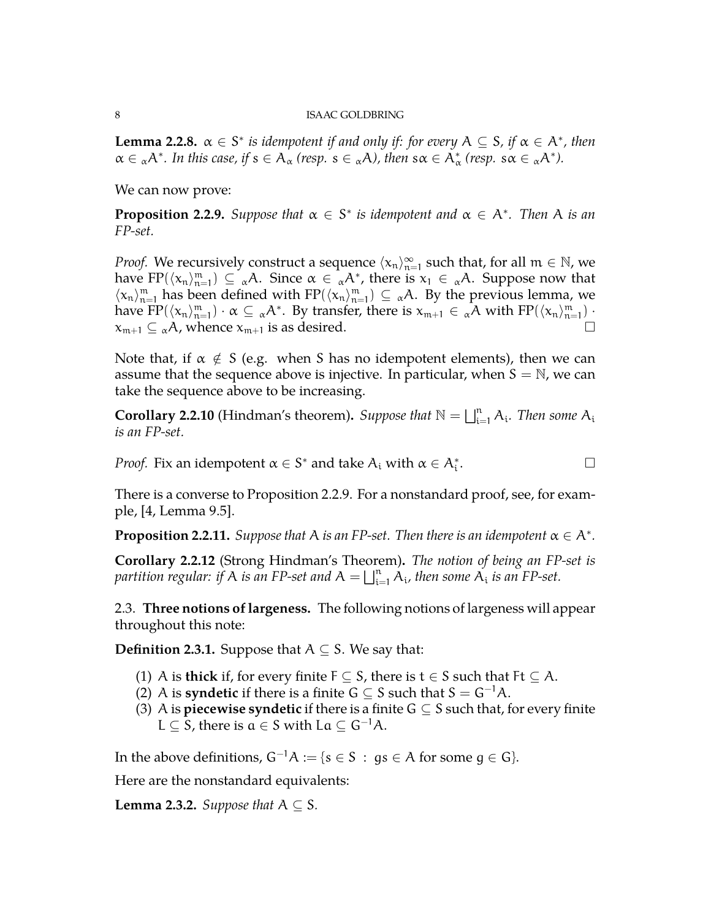**Lemma 2.2.8.** *$\alpha \in S^*$ is idempotent if and only if: for every $A \subseteq S$, if $\alpha \in A^*$, then $\alpha \in {}_\alpha A^*$. In this case, if $s \in A_\alpha$ (resp. $s \in {}_\alpha A$), then $s\alpha \in A_\alpha^*$ (resp. $s\alpha \in {}_\alpha A^*$).*

We can now prove:

**Proposition 2.2.9.** *Suppose that $\alpha \in S^*$ is idempotent and $\alpha \in A^*$. Then $A$ is an FP-set.*

*Proof.* We recursively construct a sequence $\langle x_n \rangle_{n=1}^\infty$ such that, for all $m \in \mathbb{N}$, we have $\mathrm{FP}(\langle x_n \rangle_{n=1}^m) \subseteq {}_\alpha A$. Since $\alpha \in {}_\alpha A^*$, there is $x_1 \in {}_\alpha A$. Suppose now that $\langle x_n \rangle_{n=1}^m$ has been defined with $\mathrm{FP}(\langle x_n \rangle_{n=1}^m) \subseteq {}_\alpha A$. By the previous lemma, we have $\mathrm{FP}(\langle x_n \rangle_{n=1}^m) \cdot \alpha \subseteq {}_\alpha A^*$. By transfer, there is $x_{m+1} \in {}_\alpha A$ with $\mathrm{FP}(\langle x_n \rangle_{n=1}^m) \cdot x_{m+1} \subseteq {}_\alpha A$, whence $x_{m+1}$ is as desired. □

Note that, if $\alpha \notin S$ (e.g. when $S$ has no idempotent elements), then we can assume that the sequence above is injective. In particular, when $S = \mathbb{N}$, we can take the sequence above to be increasing.

**Corollary 2.2.10** (Hindman's theorem)**.** *Suppose that $\mathbb{N} = \bigsqcup_{i=1}^n A_i$. Then some $A_i$ is an FP-set.*

*Proof.* Fix an idempotent $\alpha \in S^*$ and take $A_i$ with $\alpha \in A_i^*$. □

There is a converse to Proposition 2.2.9. For a nonstandard proof, see, for example, [4, Lemma 9.5].

**Proposition 2.2.11.** *Suppose that $A$ is an FP-set. Then there is an idempotent $\alpha \in A^*$.*

**Corollary 2.2.12** (Strong Hindman's Theorem)**.** *The notion of being an FP-set is partition regular: if $A$ is an FP-set and $A = \bigsqcup_{i=1}^n A_i$, then some $A_i$ is an FP-set.*

2.3. **Three notions of largeness.** The following notions of largeness will appear throughout this note:

**Definition 2.3.1.** Suppose that $A \subseteq S$. We say that:

1. $A$ is **thick** if, for every finite $F \subseteq S$, there is $t \in S$ such that $Ft \subseteq A$.
2. $A$ is **syndetic** if there is a finite $G \subseteq S$ such that $S = G^{-1}A$.
3. $A$ is **piecewise syndetic** if there is a finite $G \subseteq S$ such that, for every finite $L \subseteq S$, there is $a \in S$ with $La \subseteq G^{-1}A$.

In the above definitions, $G^{-1}A := \{s \in S \,:\, gs \in A \text{ for some } g \in G\}$.

Here are the nonstandard equivalents:

**Lemma 2.3.2.** *Suppose that $A \subseteq S$.*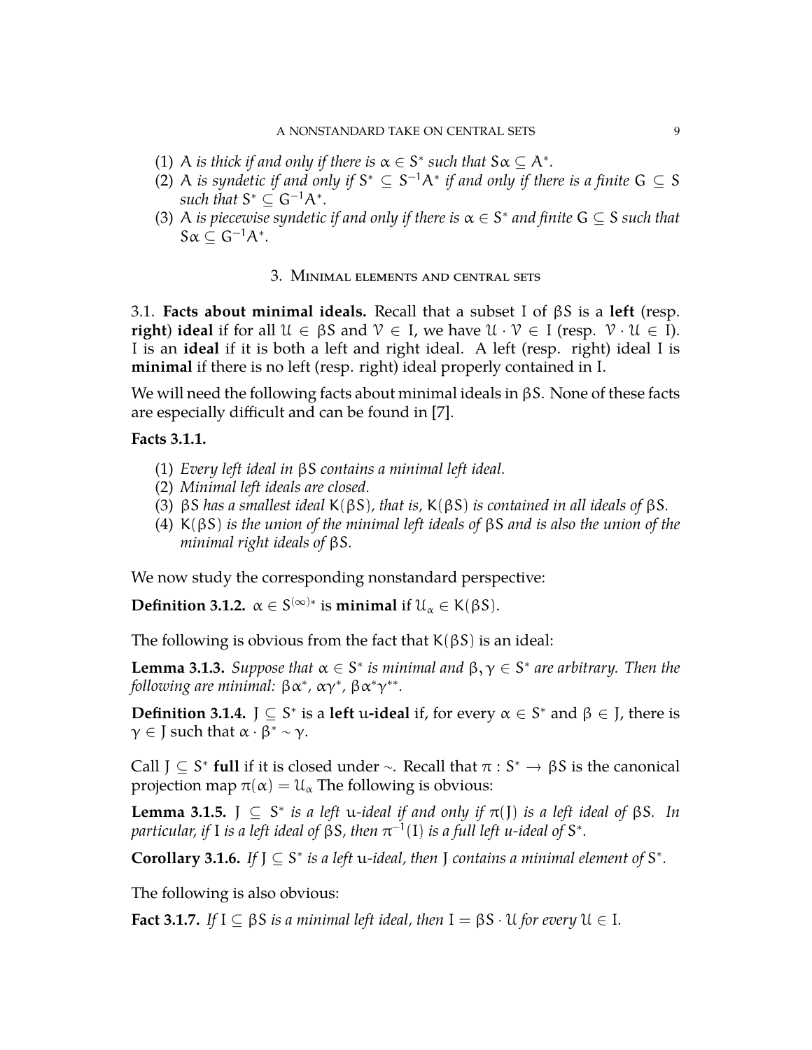(1) $A$ *is thick if and only if there is* $\alpha \in S^*$ *such that* $S\alpha \subseteq A^*$.
(2) $A$ *is syndetic if and only if* $S^* \subseteq S^{-1}A^*$ *if and only if there is a finite* $G \subseteq S$ *such that* $S^* \subseteq G^{-1}A^*$.
(3) $A$ *is piecewise syndetic if and only if there is* $\alpha \in S^*$ *and finite* $G \subseteq S$ *such that* $S\alpha \subseteq G^{-1}A^*$.

## 3. Minimal elements and central sets

3.1. **Facts about minimal ideals.** Recall that a subset $I$ of $\beta S$ is a **left** (resp. **right**) **ideal** if for all $\mathcal{U} \in \beta S$ and $\mathcal{V} \in I$, we have $\mathcal{U} \cdot \mathcal{V} \in I$ (resp. $\mathcal{V} \cdot \mathcal{U} \in I$). $I$ is an **ideal** if it is both a left and right ideal. A left (resp. right) ideal $I$ is **minimal** if there is no left (resp. right) ideal properly contained in $I$.

We will need the following facts about minimal ideals in $\beta S$. None of these facts are especially difficult and can be found in [7].

**Facts 3.1.1.**

(1) *Every left ideal in* $\beta S$ *contains a minimal left ideal.*
(2) *Minimal left ideals are closed.*
(3) $\beta S$ *has a smallest ideal* $K(\beta S)$, *that is,* $K(\beta S)$ *is contained in all ideals of* $\beta S$.
(4) $K(\beta S)$ *is the union of the minimal left ideals of* $\beta S$ *and is also the union of the minimal right ideals of* $\beta S$.

We now study the corresponding nonstandard perspective:

**Definition 3.1.2.** $\alpha \in S^{(\infty)*}$ is **minimal** if $\mathcal{U}_\alpha \in K(\beta S)$.

The following is obvious from the fact that $K(\beta S)$ is an ideal:

**Lemma 3.1.3.** *Suppose that* $\alpha \in S^*$ *is minimal and* $\beta, \gamma \in S^*$ *are arbitrary. Then the following are minimal:* $\beta\alpha^*$, $\alpha\gamma^*$, $\beta\alpha^*\gamma^{**}$.

**Definition 3.1.4.** $J \subseteq S^*$ is a **left** u**-ideal** if, for every $\alpha \in S^*$ and $\beta \in J$, there is $\gamma \in J$ such that $\alpha \cdot \beta^* \sim \gamma$.

Call $J \subseteq S^*$ **full** if it is closed under $\sim$. Recall that $\pi : S^* \to \beta S$ is the canonical projection map $\pi(\alpha) = \mathcal{U}_\alpha$ The following is obvious:

**Lemma 3.1.5.** $J \subseteq S^*$ *is a left* u*-ideal if and only if* $\pi(J)$ *is a left ideal of* $\beta S$. *In particular, if* $I$ *is a left ideal of* $\beta S$, *then* $\pi^{-1}(I)$ *is a full left u-ideal of* $S^*$.

**Corollary 3.1.6.** *If* $J \subseteq S^*$ *is a left* u*-ideal, then* $J$ *contains a minimal element of* $S^*$.

The following is also obvious:

**Fact 3.1.7.** *If* $I \subseteq \beta S$ *is a minimal left ideal, then* $I = \beta S \cdot \mathcal{U}$ *for every* $\mathcal{U} \in I$.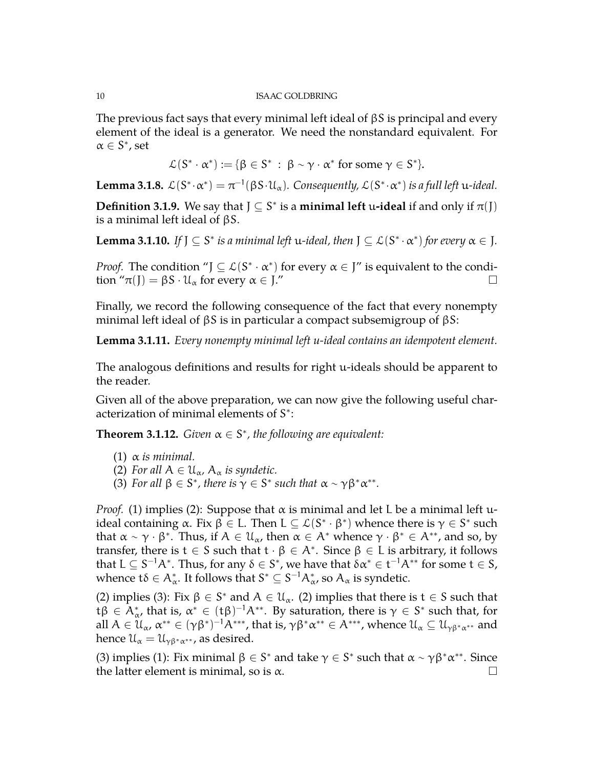The previous fact says that every minimal left ideal of $\beta S$ is principal and every element of the ideal is a generator. We need the nonstandard equivalent. For $\alpha \in S^*$, set

$$\mathcal{L}(S^* \cdot \alpha^*) := \{\beta \in S^* \ : \ \beta \sim \gamma \cdot \alpha^* \text{ for some } \gamma \in S^*\}.$$

**Lemma 3.1.8.** *$\mathcal{L}(S^* \cdot \alpha^*) = \pi^{-1}(\beta S \cdot \mathcal{U}_\alpha)$. Consequently, $\mathcal{L}(S^* \cdot \alpha^*)$ is a full left* u*-ideal.*

**Definition 3.1.9.** We say that $J \subseteq S^*$ is a **minimal left** u**-ideal** if and only if $\pi(J)$ is a minimal left ideal of $\beta S$.

**Lemma 3.1.10.** *If $J \subseteq S^*$ is a minimal left* u*-ideal, then $J \subseteq \mathcal{L}(S^* \cdot \alpha^*)$ for every $\alpha \in J$.*

*Proof.* The condition "$J \subseteq \mathcal{L}(S^* \cdot \alpha^*)$ for every $\alpha \in J$" is equivalent to the condition "$\pi(J) = \beta S \cdot \mathcal{U}_\alpha$ for every $\alpha \in J$." □

Finally, we record the following consequence of the fact that every nonempty minimal left ideal of $\beta S$ is in particular a compact subsemigroup of $\beta S$:

**Lemma 3.1.11.** *Every nonempty minimal left u-ideal contains an idempotent element.*

The analogous definitions and results for right u-ideals should be apparent to the reader.

Given all of the above preparation, we can now give the following useful characterization of minimal elements of $S^*$:

**Theorem 3.1.12.** *Given $\alpha \in S^*$, the following are equivalent:*

1. *$\alpha$ is minimal.*
2. *For all $A \in \mathcal{U}_\alpha$, $A_\alpha$ is syndetic.*
3. *For all $\beta \in S^*$, there is $\gamma \in S^*$ such that $\alpha \sim \gamma\beta^*\alpha^{**}$.*

*Proof.* (1) implies (2): Suppose that $\alpha$ is minimal and let $L$ be a minimal left u-ideal containing $\alpha$. Fix $\beta \in L$. Then $L \subseteq \mathcal{L}(S^* \cdot \beta^*)$ whence there is $\gamma \in S^*$ such that $\alpha \sim \gamma \cdot \beta^*$. Thus, if $A \in \mathcal{U}_\alpha$, then $\alpha \in A^*$ whence $\gamma \cdot \beta^* \in A^{**}$, and so, by transfer, there is $t \in S$ such that $t \cdot \beta \in A^*$. Since $\beta \in L$ is arbitrary, it follows that $L \subseteq S^{-1}A^*$. Thus, for any $\delta \in S^*$, we have that $\delta\alpha^* \in t^{-1}A^{**}$ for some $t \in S$, whence $t\delta \in A_\alpha^*$. It follows that $S^* \subseteq S^{-1}A_\alpha^*$, so $A_\alpha$ is syndetic.

(2) implies (3): Fix $\beta \in S^*$ and $A \in \mathcal{U}_\alpha$. (2) implies that there is $t \in S$ such that $t\beta \in A_\alpha^*$, that is, $\alpha^* \in (t\beta)^{-1}A^{**}$. By saturation, there is $\gamma \in S^*$ such that, for all $A \in \mathcal{U}_\alpha$, $\alpha^{**} \in (\gamma\beta^*)^{-1}A^{***}$, that is, $\gamma\beta^*\alpha^{**} \in A^{***}$, whence $\mathcal{U}_\alpha \subseteq \mathcal{U}_{\gamma\beta^*\alpha^{**}}$ and hence $\mathcal{U}_\alpha = \mathcal{U}_{\gamma\beta^*\alpha^{**}}$, as desired.

(3) implies (1): Fix minimal $\beta \in S^*$ and take $\gamma \in S^*$ such that $\alpha \sim \gamma\beta^*\alpha^{**}$. Since the latter element is minimal, so is $\alpha$. □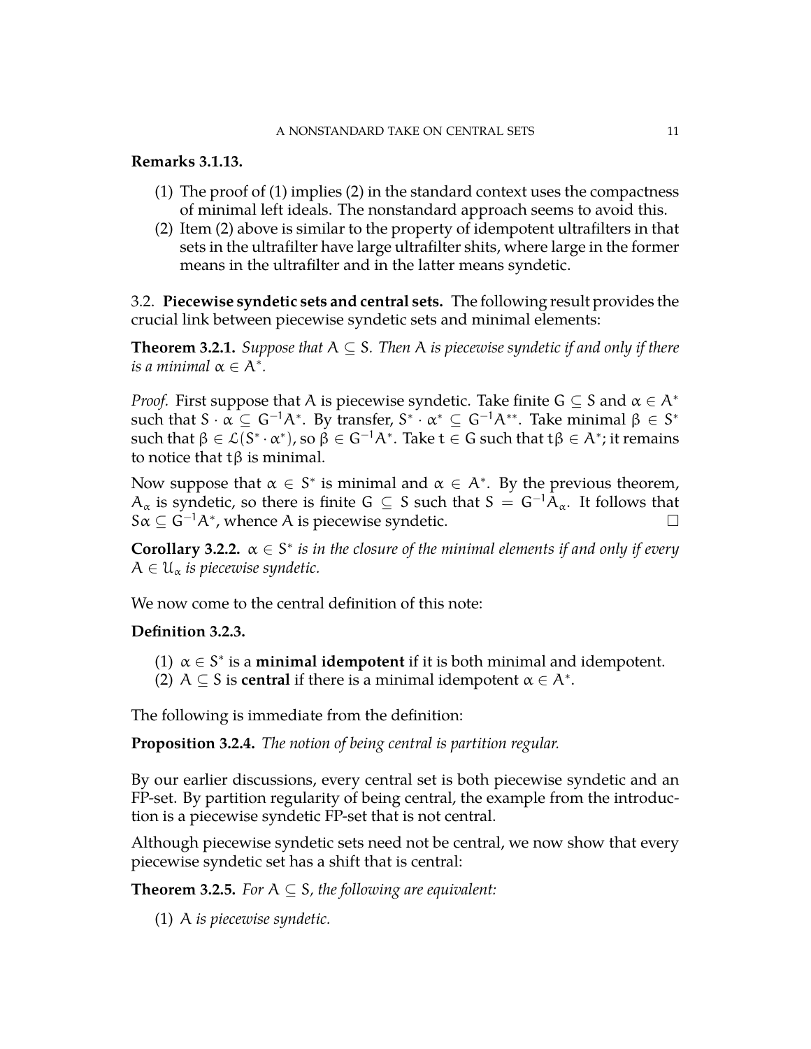**Remarks 3.1.13.**

(1) The proof of (1) implies (2) in the standard context uses the compactness of minimal left ideals. The nonstandard approach seems to avoid this.
(2) Item (2) above is similar to the property of idempotent ultrafilters in that sets in the ultrafilter have large ultrafilter shits, where large in the former means in the ultrafilter and in the latter means syndetic.

3.2. **Piecewise syndetic sets and central sets.** The following result provides the crucial link between piecewise syndetic sets and minimal elements:

**Theorem 3.2.1.** *Suppose that $A \subseteq S$. Then $A$ is piecewise syndetic if and only if there is a minimal $\alpha \in A^*$.*

*Proof.* First suppose that $A$ is piecewise syndetic. Take finite $G \subseteq S$ and $\alpha \in A^*$ such that $S \cdot \alpha \subseteq G^{-1}A^*$. By transfer, $S^* \cdot \alpha^* \subseteq G^{-1}A^{**}$. Take minimal $\beta \in S^*$ such that $\beta \in \mathcal{L}(S^* \cdot \alpha^*)$, so $\beta \in G^{-1}A^*$. Take $t \in G$ such that $t\beta \in A^*$; it remains to notice that $t\beta$ is minimal.

Now suppose that $\alpha \in S^*$ is minimal and $\alpha \in A^*$. By the previous theorem, $A_\alpha$ is syndetic, so there is finite $G \subseteq S$ such that $S = G^{-1}A_\alpha$. It follows that $S\alpha \subseteq G^{-1}A^*$, whence $A$ is piecewise syndetic. $\square$

**Corollary 3.2.2.** *$\alpha \in S^*$ is in the closure of the minimal elements if and only if every $A \in \mathcal{U}_\alpha$ is piecewise syndetic.*

We now come to the central definition of this note:

**Definition 3.2.3.**

(1) $\alpha \in S^*$ is a **minimal idempotent** if it is both minimal and idempotent.
(2) $A \subseteq S$ is **central** if there is a minimal idempotent $\alpha \in A^*$.

The following is immediate from the definition:

**Proposition 3.2.4.** *The notion of being central is partition regular.*

By our earlier discussions, every central set is both piecewise syndetic and an FP-set. By partition regularity of being central, the example from the introduction is a piecewise syndetic FP-set that is not central.

Although piecewise syndetic sets need not be central, we now show that every piecewise syndetic set has a shift that is central:

**Theorem 3.2.5.** *For $A \subseteq S$, the following are equivalent:*

(1) *$A$ is piecewise syndetic.*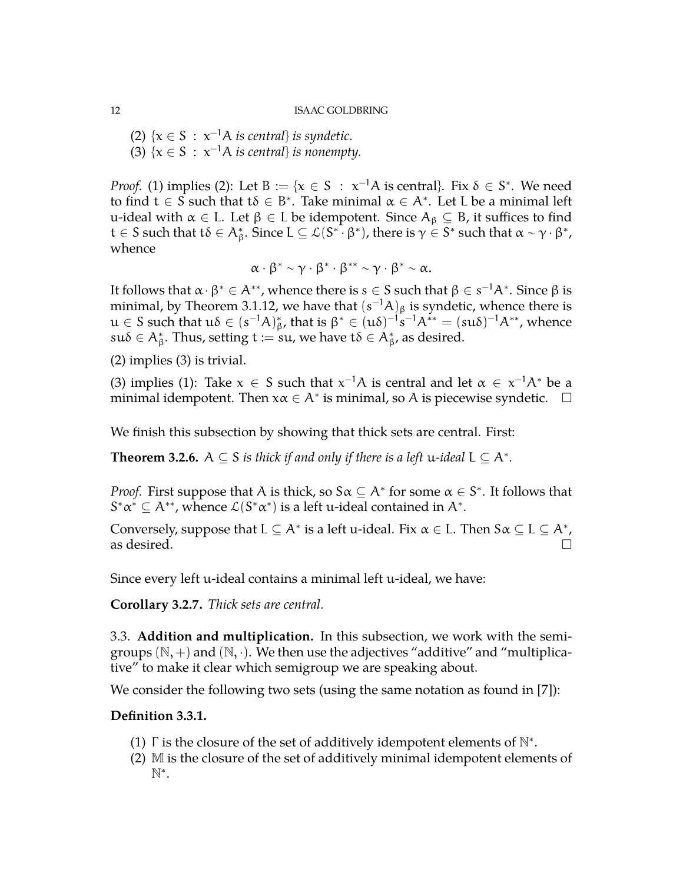(2) $\{x \in S : x^{-1}A$ *is central*$\}$ *is syndetic.*
(3) $\{x \in S : x^{-1}A$ *is central*$\}$ *is nonempty.*

*Proof.* (1) implies (2): Let $B := \{x \in S : x^{-1}A \text{ is central}\}$. Fix $\delta \in S^*$. We need to find $t \in S$ such that $t\delta \in B^*$. Take minimal $\alpha \in A^*$. Let $L$ be a minimal left u-ideal with $\alpha \in L$. Let $\beta \in L$ be idempotent. Since $A_\beta \subseteq B$, it suffices to find $t \in S$ such that $t\delta \in A^*_\beta$. Since $L \subseteq \mathcal{L}(S^* \cdot \beta^*)$, there is $\gamma \in S^*$ such that $\alpha \sim \gamma \cdot \beta^*$, whence

$$\alpha \cdot \beta^* \sim \gamma \cdot \beta^* \cdot \beta^{**} \sim \gamma \cdot \beta^* \sim \alpha.$$

It follows that $\alpha \cdot \beta^* \in A^{**}$, whence there is $s \in S$ such that $\beta \in s^{-1}A^*$. Since $\beta$ is minimal, by Theorem 3.1.12, we have that $(s^{-1}A)_\beta$ is syndetic, whence there is $u \in S$ such that $u\delta \in (s^{-1}A)^*_\beta$, that is $\beta^* \in (u\delta)^{-1}s^{-1}A^{**} = (su\delta)^{-1}A^{**}$, whence $su\delta \in A^*_\beta$. Thus, setting $t := su$, we have $t\delta \in A^*_\beta$, as desired.

(2) implies (3) is trivial.

(3) implies (1): Take $x \in S$ such that $x^{-1}A$ is central and let $\alpha \in x^{-1}A^*$ be a minimal idempotent. Then $x\alpha \in A^*$ is minimal, so $A$ is piecewise syndetic. $\square$

We finish this subsection by showing that thick sets are central. First:

**Theorem 3.2.6.** *$A \subseteq S$ is thick if and only if there is a left u-ideal $L \subseteq A^*$.*

*Proof.* First suppose that $A$ is thick, so $S\alpha \subseteq A^*$ for some $\alpha \in S^*$. It follows that $S^*\alpha^* \subseteq A^{**}$, whence $\mathcal{L}(S^*\alpha^*)$ is a left u-ideal contained in $A^*$.

Conversely, suppose that $L \subseteq A^*$ is a left u-ideal. Fix $\alpha \in L$. Then $S\alpha \subseteq L \subseteq A^*$, as desired. $\square$

Since every left u-ideal contains a minimal left u-ideal, we have:

**Corollary 3.2.7.** *Thick sets are central.*

3.3. **Addition and multiplication.** In this subsection, we work with the semigroups $(\mathbb{N}, +)$ and $(\mathbb{N}, \cdot)$. We then use the adjectives "additive" and "multiplicative" to make it clear which semigroup we are speaking about.

We consider the following two sets (using the same notation as found in [7]):

**Definition 3.3.1.**

(1) $\Gamma$ is the closure of the set of additively idempotent elements of $\mathbb{N}^*$.
(2) $\mathbb{M}$ is the closure of the set of additively minimal idempotent elements of $\mathbb{N}^*$.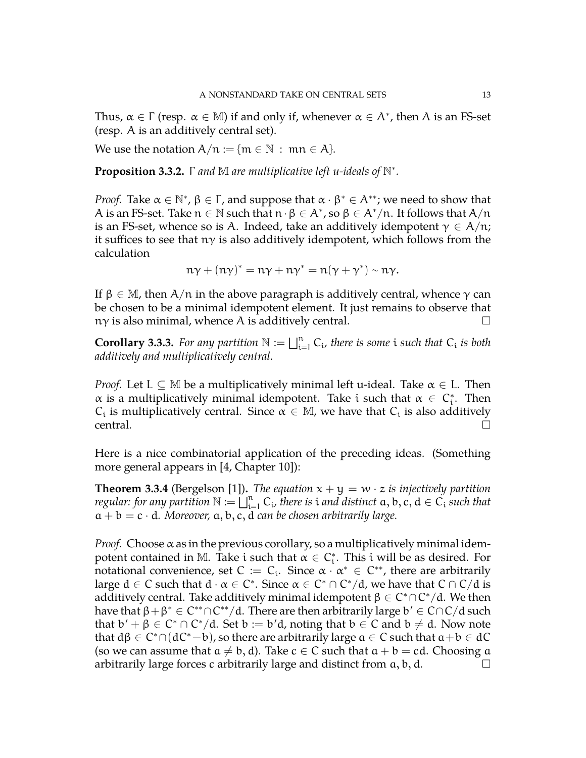Thus, $\alpha \in \Gamma$ (resp. $\alpha \in \mathbb{M}$) if and only if, whenever $\alpha \in A^*$, then $A$ is an FS-set (resp. $A$ is an additively central set).

We use the notation $A/n := \{m \in \mathbb{N} \,:\, mn \in A\}$.

**Proposition 3.3.2.** *$\Gamma$ and $\mathbb{M}$ are multiplicative left u-ideals of $\mathbb{N}^*$.*

*Proof.* Take $\alpha \in \mathbb{N}^*$, $\beta \in \Gamma$, and suppose that $\alpha \cdot \beta^* \in A^{**}$; we need to show that $A$ is an FS-set. Take $n \in \mathbb{N}$ such that $n \cdot \beta \in A^*$, so $\beta \in A^*/n$. It follows that $A/n$ is an FS-set, whence so is $A$. Indeed, take an additively idempotent $\gamma \in A/n$; it suffices to see that $n\gamma$ is also additively idempotent, which follows from the calculation

$$n\gamma + (n\gamma)^* = n\gamma + n\gamma^* = n(\gamma + \gamma^*) \sim n\gamma.$$

If $\beta \in \mathbb{M}$, then $A/n$ in the above paragraph is additively central, whence $\gamma$ can be chosen to be a minimal idempotent element. It just remains to observe that $n\gamma$ is also minimal, whence $A$ is additively central. $\square$

**Corollary 3.3.3.** *For any partition $\mathbb{N} := \bigsqcup_{i=1}^n C_i$, there is some $i$ such that $C_i$ is both additively and multiplicatively central.*

*Proof.* Let $L \subseteq \mathbb{M}$ be a multiplicatively minimal left u-ideal. Take $\alpha \in L$. Then $\alpha$ is a multiplicatively minimal idempotent. Take $i$ such that $\alpha \in C_i^*$. Then $C_i$ is multiplicatively central. Since $\alpha \in \mathbb{M}$, we have that $C_i$ is also additively central. $\square$

Here is a nice combinatorial application of the preceding ideas. (Something more general appears in [4, Chapter 10]):

**Theorem 3.3.4** (Bergelson [1]). *The equation $x + y = w \cdot z$ is injectively partition regular: for any partition $\mathbb{N} := \bigsqcup_{i=1}^n C_i$, there is $i$ and distinct $a, b, c, d \in C_i$ such that $a + b = c \cdot d$. Moreover, $a, b, c, d$ can be chosen arbitrarily large.*

*Proof.* Choose $\alpha$ as in the previous corollary, so a multiplicatively minimal idempotent contained in $\mathbb{M}$. Take $i$ such that $\alpha \in C_i^*$. This $i$ will be as desired. For notational convenience, set $C := C_i$. Since $\alpha \cdot \alpha^* \in C^{**}$, there are arbitrarily large $d \in C$ such that $d \cdot \alpha \in C^*$. Since $\alpha \in C^* \cap C^*/d$, we have that $C \cap C/d$ is additively central. Take additively minimal idempotent $\beta \in C^* \cap C^*/d$. We then have that $\beta + \beta^* \in C^{**} \cap C^{**}/d$. There are then arbitrarily large $b' \in C \cap C/d$ such that $b' + \beta \in C^* \cap C^*/d$. Set $b := b'd$, noting that $b \in C$ and $b \neq d$. Now note that $d\beta \in C^* \cap (dC^* - b)$, so there are arbitrarily large $a \in C$ such that $a + b \in dC$ (so we can assume that $a \neq b, d$). Take $c \in C$ such that $a + b = cd$. Choosing $a$ arbitrarily large forces $c$ arbitrarily large and distinct from $a, b, d$. $\square$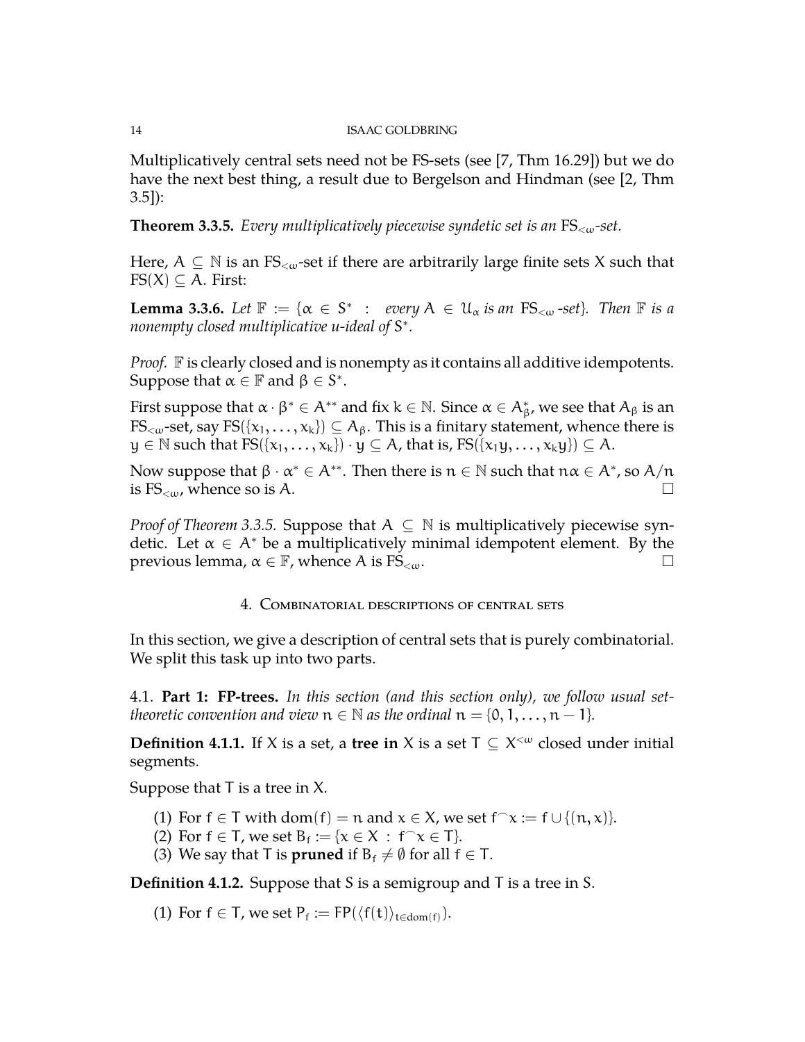Multiplicatively central sets need not be FS-sets (see [7, Thm 16.29]) but we do have the next best thing, a result due to Bergelson and Hindman (see [2, Thm 3.5]):

**Theorem 3.3.5.** *Every multiplicatively piecewise syndetic set is an* $\mathrm{FS}_{<\omega}$*-set.*

Here, $A \subseteq \mathbb{N}$ is an $\mathrm{FS}_{<\omega}$-set if there are arbitrarily large finite sets $X$ such that $\mathrm{FS}(X) \subseteq A$. First:

**Lemma 3.3.6.** *Let* $\mathbb{F} := \{\alpha \in S^* \ : \ \text{every } A \in \mathcal{U}_\alpha \text{ is an } \mathrm{FS}_{<\omega}\text{-set}\}$*. Then* $\mathbb{F}$ *is a nonempty closed multiplicative u-ideal of* $S^*$*.*

*Proof.* $\mathbb{F}$ is clearly closed and is nonempty as it contains all additive idempotents. Suppose that $\alpha \in \mathbb{F}$ and $\beta \in S^*$.

First suppose that $\alpha \cdot \beta^* \in A^{**}$ and fix $k \in \mathbb{N}$. Since $\alpha \in A^*_\beta$, we see that $A_\beta$ is an $\mathrm{FS}_{<\omega}$-set, say $\mathrm{FS}(\{x_1, \ldots, x_k\}) \subseteq A_\beta$. This is a finitary statement, whence there is $y \in \mathbb{N}$ such that $\mathrm{FS}(\{x_1, \ldots, x_k\}) \cdot y \subseteq A$, that is, $\mathrm{FS}(\{x_1 y, \ldots, x_k y\}) \subseteq A$.

Now suppose that $\beta \cdot \alpha^* \in A^{**}$. Then there is $n \in \mathbb{N}$ such that $n\alpha \in A^*$, so $A/n$ is $\mathrm{FS}_{<\omega}$, whence so is $A$. □

*Proof of Theorem 3.3.5.* Suppose that $A \subseteq \mathbb{N}$ is multiplicatively piecewise syndetic. Let $\alpha \in A^*$ be a multiplicatively minimal idempotent element. By the previous lemma, $\alpha \in \mathbb{F}$, whence $A$ is $\mathrm{FS}_{<\omega}$. □

## 4. Combinatorial descriptions of central sets

In this section, we give a description of central sets that is purely combinatorial. We split this task up into two parts.

### 4.1. **Part 1: FP-trees.** *In this section (and this section only), we follow usual set-theoretic convention and view* $n \in \mathbb{N}$ *as the ordinal* $n = \{0, 1, \ldots, n-1\}$*.*

**Definition 4.1.1.** If $X$ is a set, a **tree in** $X$ is a set $T \subseteq X^{<\omega}$ closed under initial segments.

Suppose that $T$ is a tree in $X$.

1. For $f \in T$ with $\mathrm{dom}(f) = n$ and $x \in X$, we set $f^\frown x := f \cup \{(n, x)\}$.
2. For $f \in T$, we set $B_f := \{x \in X \ : \ f^\frown x \in T\}$.
3. We say that $T$ is **pruned** if $B_f \neq \emptyset$ for all $f \in T$.

**Definition 4.1.2.** Suppose that $S$ is a semigroup and $T$ is a tree in $S$.

1. For $f \in T$, we set $P_f := \mathrm{FP}(\langle f(t) \rangle_{t \in \mathrm{dom}(f)})$.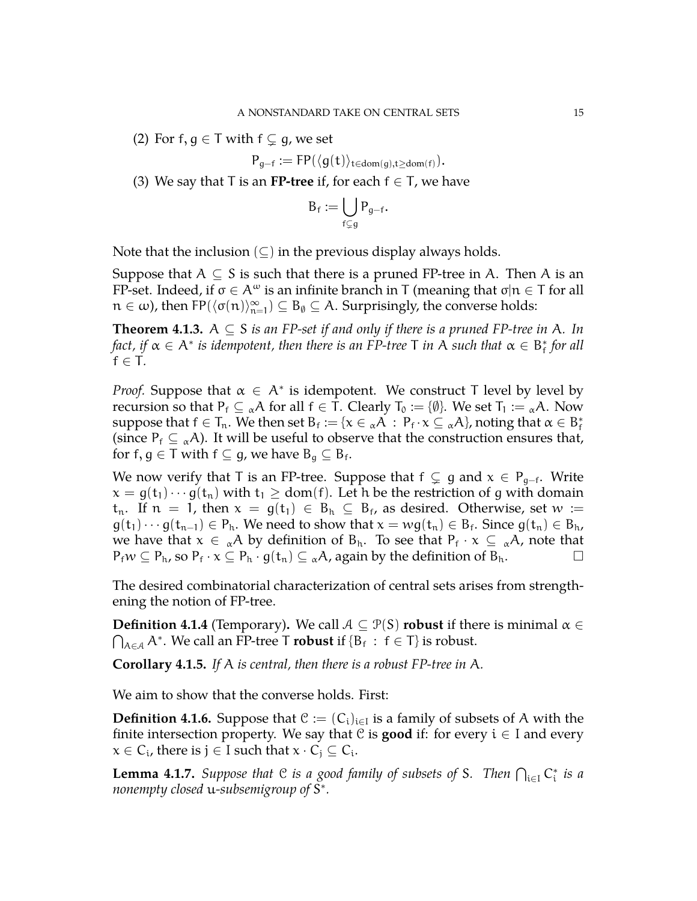(2) For $f, g \in T$ with $f \subsetneq g$, we set

$$P_{g-f} := \mathrm{FP}(\langle g(t) \rangle_{t \in \mathrm{dom}(g), t \geq \mathrm{dom}(f)}).$$

(3) We say that $T$ is an **FP-tree** if, for each $f \in T$, we have

$$B_f := \bigcup_{f \subsetneq g} P_{g-f}.$$

Note that the inclusion $(\subseteq)$ in the previous display always holds.

Suppose that $A \subseteq S$ is such that there is a pruned FP-tree in $A$. Then $A$ is an FP-set. Indeed, if $\sigma \in A^\omega$ is an infinite branch in $T$ (meaning that $\sigma|n \in T$ for all $n \in \omega$), then $\mathrm{FP}(\langle \sigma(n) \rangle_{n=1}^\infty) \subseteq B_\emptyset \subseteq A$. Surprisingly, the converse holds:

**Theorem 4.1.3.** *$A \subseteq S$ is an FP-set if and only if there is a pruned FP-tree in $A$. In fact, if $\alpha \in A^*$ is idempotent, then there is an FP-tree $T$ in $A$ such that $\alpha \in B_f^*$ for all $f \in T$.*

*Proof.* Suppose that $\alpha \in A^*$ is idempotent. We construct $T$ level by level by recursion so that $P_f \subseteq {}_\alpha A$ for all $f \in T$. Clearly $T_0 := \{\emptyset\}$. We set $T_1 := {}_\alpha A$. Now suppose that $f \in T_n$. We then set $B_f := \{x \in {}_\alpha A \ : \ P_f \cdot x \subseteq {}_\alpha A\}$, noting that $\alpha \in B_f^*$ (since $P_f \subseteq {}_\alpha A$). It will be useful to observe that the construction ensures that, for $f, g \in T$ with $f \subseteq g$, we have $B_g \subseteq B_f$.

We now verify that $T$ is an FP-tree. Suppose that $f \subsetneq g$ and $x \in P_{g-f}$. Write $x = g(t_1) \cdots g(t_n)$ with $t_1 \geq \mathrm{dom}(f)$. Let $h$ be the restriction of $g$ with domain $t_n$. If $n = 1$, then $x = g(t_1) \in B_h \subseteq B_f$, as desired. Otherwise, set $w := g(t_1) \cdots g(t_{n-1}) \in P_h$. We need to show that $x = wg(t_n) \in B_f$. Since $g(t_n) \in B_h$, we have that $x \in {}_\alpha A$ by definition of $B_h$. To see that $P_f \cdot x \subseteq {}_\alpha A$, note that $P_f w \subseteq P_h$, so $P_f \cdot x \subseteq P_h \cdot g(t_n) \subseteq {}_\alpha A$, again by the definition of $B_h$. $\square$

The desired combinatorial characterization of central sets arises from strengthening the notion of FP-tree.

**Definition 4.1.4** (Temporary)**.** We call $\mathcal{A} \subseteq \mathcal{P}(S)$ **robust** if there is minimal $\alpha \in \bigcap_{A \in \mathcal{A}} A^*$. We call an FP-tree $T$ **robust** if $\{B_f \ : \ f \in T\}$ is robust.

**Corollary 4.1.5.** *If $A$ is central, then there is a robust FP-tree in $A$.*

We aim to show that the converse holds. First:

**Definition 4.1.6.** Suppose that $\mathcal{C} := (C_i)_{i \in I}$ is a family of subsets of $A$ with the finite intersection property. We say that $\mathcal{C}$ is **good** if: for every $i \in I$ and every $x \in C_i$, there is $j \in I$ such that $x \cdot C_j \subseteq C_i$.

**Lemma 4.1.7.** *Suppose that $\mathcal{C}$ is a good family of subsets of $S$. Then $\bigcap_{i \in I} C_i^*$ is a nonempty closed $u$-subsemigroup of $S^*$.*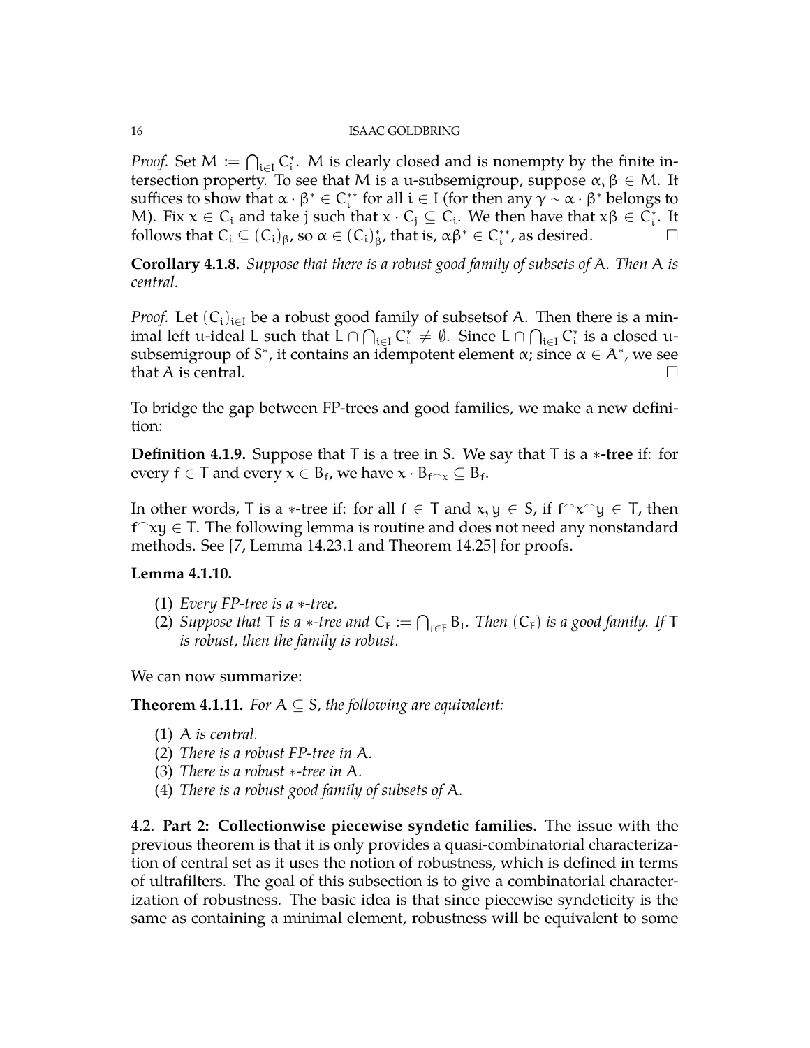*Proof.* Set $M := \bigcap_{i\in I} C_i^*$. $M$ is clearly closed and is nonempty by the finite intersection property. To see that $M$ is a u-subsemigroup, suppose $\alpha, \beta \in M$. It suffices to show that $\alpha \cdot \beta^* \in C_i^{**}$ for all $i \in I$ (for then any $\gamma \sim \alpha \cdot \beta^*$ belongs to $M$). Fix $x \in C_i$ and take $j$ such that $x \cdot C_j \subseteq C_i$. We then have that $x\beta \in C_i^*$. It follows that $C_i \subseteq (C_i)_\beta$, so $\alpha \in (C_i)_\beta^*$, that is, $\alpha\beta^* \in C_i^{**}$, as desired. □

**Corollary 4.1.8.** *Suppose that there is a robust good family of subsets of $A$. Then $A$ is central.*

*Proof.* Let $(C_i)_{i\in I}$ be a robust good family of subsetsof $A$. Then there is a minimal left u-ideal $L$ such that $L \cap \bigcap_{i\in I} C_i^* \neq \emptyset$. Since $L \cap \bigcap_{i\in I} C_i^*$ is a closed u-subsemigroup of $S^*$, it contains an idempotent element $\alpha$; since $\alpha \in A^*$, we see that $A$ is central. □

To bridge the gap between FP-trees and good families, we make a new definition:

**Definition 4.1.9.** Suppose that $T$ is a tree in $S$. We say that $T$ is a **$*$-tree** if: for every $f \in T$ and every $x \in B_f$, we have $x \cdot B_{f^\frown x} \subseteq B_f$.

In other words, $T$ is a $*$-tree if: for all $f \in T$ and $x, y \in S$, if $f^\frown x^\frown y \in T$, then $f^\frown xy \in T$. The following lemma is routine and does not need any nonstandard methods. See [7, Lemma 14.23.1 and Theorem 14.25] for proofs.

**Lemma 4.1.10.**

1. *Every FP-tree is a $*$-tree.*
2. *Suppose that $T$ is a $*$-tree and $C_F := \bigcap_{f\in F} B_f$. Then $(C_F)$ is a good family. If $T$ is robust, then the family is robust.*

We can now summarize:

**Theorem 4.1.11.** *For $A \subseteq S$, the following are equivalent:*

1. *$A$ is central.*
2. *There is a robust FP-tree in $A$.*
3. *There is a robust $*$-tree in $A$.*
4. *There is a robust good family of subsets of $A$.*

4.2. **Part 2: Collectionwise piecewise syndetic families.** The issue with the previous theorem is that it is only provides a quasi-combinatorial characterization of central set as it uses the notion of robustness, which is defined in terms of ultrafilters. The goal of this subsection is to give a combinatorial characterization of robustness. The basic idea is that since piecewise syndeticity is the same as containing a minimal element, robustness will be equivalent to some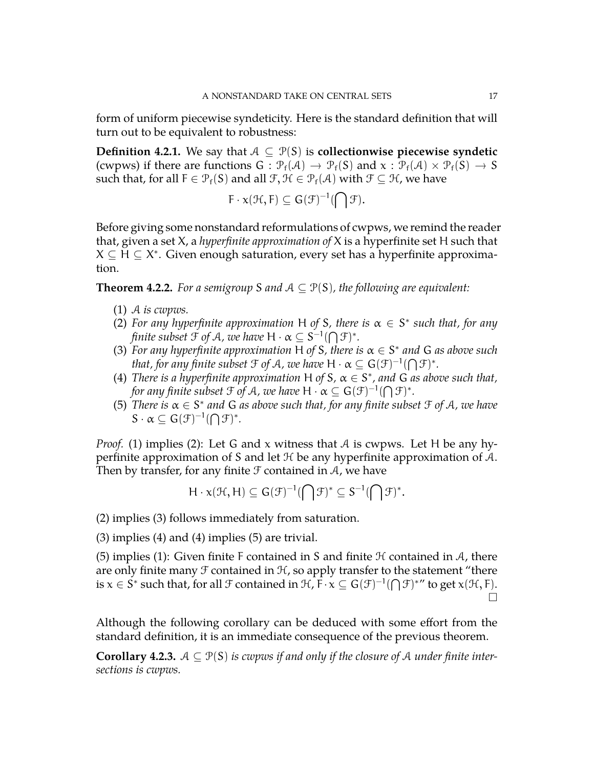form of uniform piecewise syndeticity. Here is the standard definition that will turn out to be equivalent to robustness:

**Definition 4.2.1.** We say that $\mathcal{A} \subseteq \mathcal{P}(S)$ is **collectionwise piecewise syndetic** (cwpws) if there are functions $G : \mathcal{P}_f(\mathcal{A}) \to \mathcal{P}_f(S)$ and $x : \mathcal{P}_f(\mathcal{A}) \times \mathcal{P}_f(S) \to S$ such that, for all $F \in \mathcal{P}_f(S)$ and all $\mathcal{F}, \mathcal{H} \in \mathcal{P}_f(\mathcal{A})$ with $\mathcal{F} \subseteq \mathcal{H}$, we have

$$F \cdot x(\mathcal{H}, F) \subseteq G(\mathcal{F})^{-1}(\bigcap \mathcal{F}).$$

Before giving some nonstandard reformulations of cwpws, we remind the reader that, given a set $X$, a *hyperfinite approximation of* $X$ is a hyperfinite set $H$ such that $X \subseteq H \subseteq X^*$. Given enough saturation, every set has a hyperfinite approximation.

**Theorem 4.2.2.** *For a semigroup $S$ and $\mathcal{A} \subseteq \mathcal{P}(S)$, the following are equivalent:*

1. *$\mathcal{A}$ is cwpws.*
2. *For any hyperfinite approximation $H$ of $S$, there is $\alpha \in S^*$ such that, for any finite subset $\mathcal{F}$ of $\mathcal{A}$, we have $H \cdot \alpha \subseteq S^{-1}(\bigcap \mathcal{F})^*$.*
3. *For any hyperfinite approximation $H$ of $S$, there is $\alpha \in S^*$ and $G$ as above such that, for any finite subset $\mathcal{F}$ of $\mathcal{A}$, we have $H \cdot \alpha \subseteq G(\mathcal{F})^{-1}(\bigcap \mathcal{F})^*$.*
4. *There is a hyperfinite approximation $H$ of $S$, $\alpha \in S^*$, and $G$ as above such that, for any finite subset $\mathcal{F}$ of $\mathcal{A}$, we have $H \cdot \alpha \subseteq G(\mathcal{F})^{-1}(\bigcap \mathcal{F})^*$.*
5. *There is $\alpha \in S^*$ and $G$ as above such that, for any finite subset $\mathcal{F}$ of $\mathcal{A}$, we have $S \cdot \alpha \subseteq G(\mathcal{F})^{-1}(\bigcap \mathcal{F})^*$.*

*Proof.* (1) implies (2): Let $G$ and $x$ witness that $\mathcal{A}$ is cwpws. Let $H$ be any hyperfinite approximation of $S$ and let $\mathcal{H}$ be any hyperfinite approximation of $\mathcal{A}$. Then by transfer, for any finite $\mathcal{F}$ contained in $\mathcal{A}$, we have

$$H \cdot x(\mathcal{H}, H) \subseteq G(\mathcal{F})^{-1}(\bigcap \mathcal{F})^* \subseteq S^{-1}(\bigcap \mathcal{F})^*.$$

(2) implies (3) follows immediately from saturation.

(3) implies (4) and (4) implies (5) are trivial.

(5) implies (1): Given finite $F$ contained in $S$ and finite $\mathcal{H}$ contained in $\mathcal{A}$, there are only finite many $\mathcal{F}$ contained in $\mathcal{H}$, so apply transfer to the statement "there is $x \in S^*$ such that, for all $\mathcal{F}$ contained in $\mathcal{H}$, $F \cdot x \subseteq G(\mathcal{F})^{-1}(\bigcap \mathcal{F})^*$" to get $x(\mathcal{H}, F)$. $\square$

Although the following corollary can be deduced with some effort from the standard definition, it is an immediate consequence of the previous theorem.

**Corollary 4.2.3.** *$\mathcal{A} \subseteq \mathcal{P}(S)$ is cwpws if and only if the closure of $\mathcal{A}$ under finite intersections is cwpws.*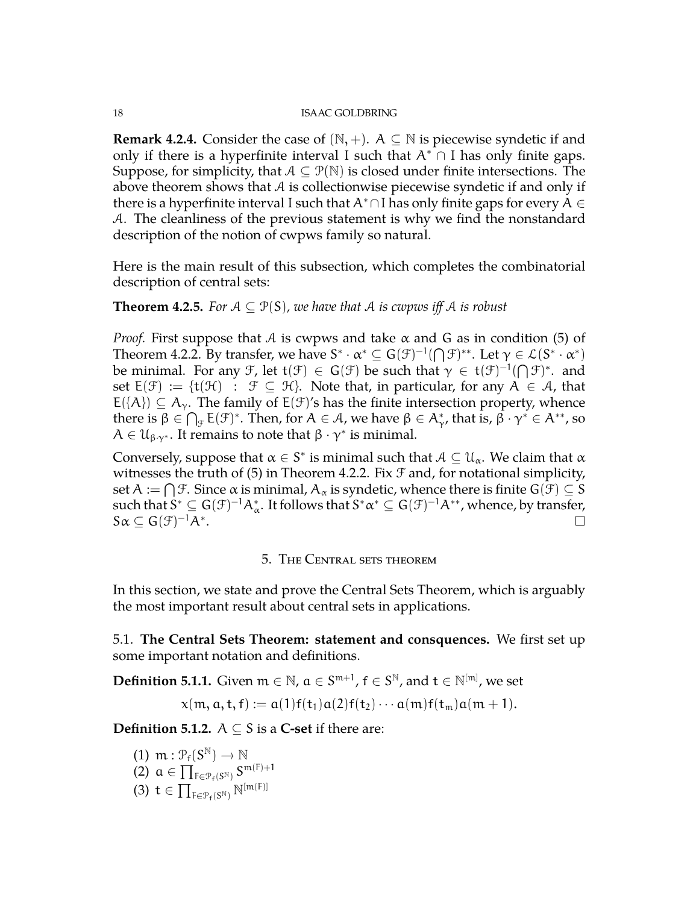**Remark 4.2.4.** Consider the case of $(\mathbb{N}, +)$. $A \subseteq \mathbb{N}$ is piecewise syndetic if and only if there is a hyperfinite interval $I$ such that $A^* \cap I$ has only finite gaps. Suppose, for simplicity, that $\mathcal{A} \subseteq \mathcal{P}(\mathbb{N})$ is closed under finite intersections. The above theorem shows that $\mathcal{A}$ is collectionwise piecewise syndetic if and only if there is a hyperfinite interval $I$ such that $A^* \cap I$ has only finite gaps for every $A \in \mathcal{A}$. The cleanliness of the previous statement is why we find the nonstandard description of the notion of cwpws family so natural.

Here is the main result of this subsection, which completes the combinatorial description of central sets:

**Theorem 4.2.5.** *For $\mathcal{A} \subseteq \mathcal{P}(S)$, we have that $\mathcal{A}$ is cwpws iff $\mathcal{A}$ is robust*

*Proof.* First suppose that $\mathcal{A}$ is cwpws and take $\alpha$ and $G$ as in condition (5) of Theorem 4.2.2. By transfer, we have $S^* \cdot \alpha^* \subseteq G(\mathcal{F})^{-1}(\bigcap \mathcal{F})^{**}$. Let $\gamma \in \mathcal{L}(S^* \cdot \alpha^*)$ be minimal. For any $\mathcal{F}$, let $t(\mathcal{F}) \in G(\mathcal{F})$ be such that $\gamma \in t(\mathcal{F})^{-1}(\bigcap \mathcal{F})^*$. and set $E(\mathcal{F}) := \{t(\mathcal{H}) \ : \ \mathcal{F} \subseteq \mathcal{H}\}$. Note that, in particular, for any $A \in \mathcal{A}$, that $E(\{A\}) \subseteq A_\gamma$. The family of $E(\mathcal{F})$'s has the finite intersection property, whence there is $\beta \in \bigcap_{\mathcal{F}} E(\mathcal{F})^*$. Then, for $A \in \mathcal{A}$, we have $\beta \in A_\gamma^*$, that is, $\beta \cdot \gamma^* \in A^{**}$, so $A \in \mathcal{U}_{\beta \cdot \gamma^*}$. It remains to note that $\beta \cdot \gamma^*$ is minimal.

Conversely, suppose that $\alpha \in S^*$ is minimal such that $\mathcal{A} \subseteq \mathcal{U}_\alpha$. We claim that $\alpha$ witnesses the truth of (5) in Theorem 4.2.2. Fix $\mathcal{F}$ and, for notational simplicity, set $A := \bigcap \mathcal{F}$. Since $\alpha$ is minimal, $A_\alpha$ is syndetic, whence there is finite $G(\mathcal{F}) \subseteq S$ such that $S^* \subseteq G(\mathcal{F})^{-1}A_\alpha^*$. It follows that $S^*\alpha^* \subseteq G(\mathcal{F})^{-1}A^{**}$, whence, by transfer, $S\alpha \subseteq G(\mathcal{F})^{-1}A^*$. $\square$

## 5. The Central sets theorem

In this section, we state and prove the Central Sets Theorem, which is arguably the most important result about central sets in applications.

### 5.1. The Central Sets Theorem: statement and consquences.

We first set up some important notation and definitions.

**Definition 5.1.1.** Given $m \in \mathbb{N}$, $a \in S^{m+1}$, $f \in S^{\mathbb{N}}$, and $t \in \mathbb{N}^{[m]}$, we set

$$x(m, a, t, f) := a(1)f(t_1)a(2)f(t_2)\cdots a(m)f(t_m)a(m+1).$$

**Definition 5.1.2.** $A \subseteq S$ is a **C-set** if there are:

(1) $m : \mathcal{P}_f(S^{\mathbb{N}}) \to \mathbb{N}$
(2) $a \in \prod_{F \in \mathcal{P}_f(S^{\mathbb{N}})} S^{m(F)+1}$
(3) $t \in \prod_{F \in \mathcal{P}_f(S^{\mathbb{N}})} \mathbb{N}^{[m(F)]}$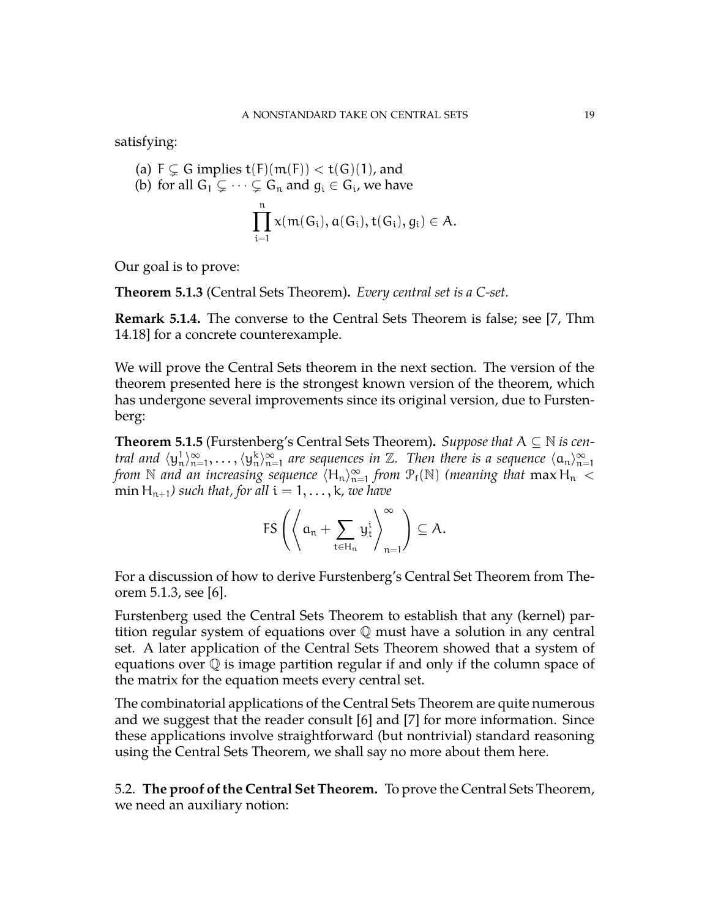satisfying:

(a) $F \subsetneq G$ implies $t(F)(m(F)) < t(G)(1)$, and
(b) for all $G_1 \subsetneq \cdots \subsetneq G_n$ and $g_i \in G_i$, we have

$$\prod_{i=1}^{n} x(m(G_i), a(G_i), t(G_i), g_i) \in A.$$

Our goal is to prove:

**Theorem 5.1.3** (Central Sets Theorem)**.** *Every central set is a C-set.*

**Remark 5.1.4.** The converse to the Central Sets Theorem is false; see [7, Thm 14.18] for a concrete counterexample.

We will prove the Central Sets theorem in the next section. The version of the theorem presented here is the strongest known version of the theorem, which has undergone several improvements since its original version, due to Furstenberg:

**Theorem 5.1.5** (Furstenberg's Central Sets Theorem)**.** *Suppose that $A \subseteq \mathbb{N}$ is central and $\langle y_n^1 \rangle_{n=1}^{\infty}, \ldots, \langle y_n^k \rangle_{n=1}^{\infty}$ are sequences in $\mathbb{Z}$. Then there is a sequence $\langle a_n \rangle_{n=1}^{\infty}$ from $\mathbb{N}$ and an increasing sequence $\langle H_n \rangle_{n=1}^{\infty}$ from $\mathcal{P}_f(\mathbb{N})$ (meaning that $\max H_n < \min H_{n+1}$) such that, for all $i = 1, \ldots, k$, we have*

$$\mathrm{FS}\left( \left\langle a_n + \sum_{t \in H_n} y_t^i \right\rangle_{n=1}^{\infty} \right) \subseteq A.$$

For a discussion of how to derive Furstenberg's Central Set Theorem from Theorem 5.1.3, see [6].

Furstenberg used the Central Sets Theorem to establish that any (kernel) partition regular system of equations over $\mathbb{Q}$ must have a solution in any central set. A later application of the Central Sets Theorem showed that a system of equations over $\mathbb{Q}$ is image partition regular if and only if the column space of the matrix for the equation meets every central set.

The combinatorial applications of the Central Sets Theorem are quite numerous and we suggest that the reader consult [6] and [7] for more information. Since these applications involve straightforward (but nontrivial) standard reasoning using the Central Sets Theorem, we shall say no more about them here.

5.2. **The proof of the Central Set Theorem.** To prove the Central Sets Theorem, we need an auxiliary notion: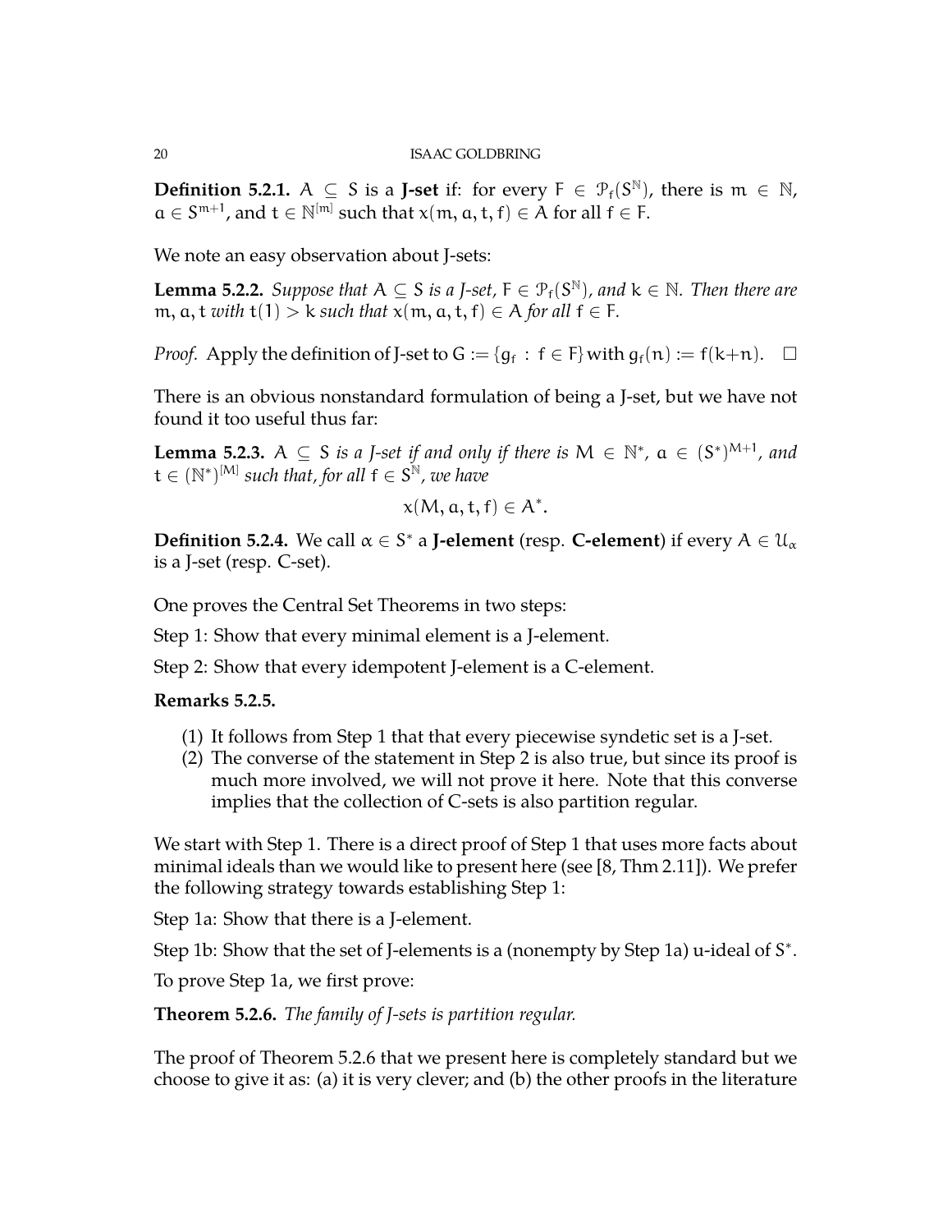**Definition 5.2.1.** $A \subseteq S$ is a **J-set** if: for every $F \in \mathcal{P}_f(S^{\mathbb{N}})$, there is $m \in \mathbb{N}$, $a \in S^{m+1}$, and $t \in \mathbb{N}^{[m]}$ such that $x(m, a, t, f) \in A$ for all $f \in F$.

We note an easy observation about J-sets:

**Lemma 5.2.2.** *Suppose that $A \subseteq S$ is a J-set, $F \in \mathcal{P}_f(S^{\mathbb{N}})$, and $k \in \mathbb{N}$. Then there are $m, a, t$ with $t(1) > k$ such that $x(m, a, t, f) \in A$ for all $f \in F$.*

*Proof.* Apply the definition of J-set to $G := \{g_f : f \in F\}$ with $g_f(n) := f(k+n)$. $\square$

There is an obvious nonstandard formulation of being a J-set, but we have not found it too useful thus far:

**Lemma 5.2.3.** *$A \subseteq S$ is a J-set if and only if there is $M \in \mathbb{N}^*$, $a \in (S^*)^{M+1}$, and $t \in (\mathbb{N}^*)^{[M]}$ such that, for all $f \in S^{\mathbb{N}}$, we have*

$$x(M, a, t, f) \in A^*.$$

**Definition 5.2.4.** We call $\alpha \in S^*$ a **J-element** (resp. **C-element**) if every $A \in \mathcal{U}_\alpha$ is a J-set (resp. C-set).

One proves the Central Set Theorems in two steps:

Step 1: Show that every minimal element is a J-element.

Step 2: Show that every idempotent J-element is a C-element.

**Remarks 5.2.5.**

(1) It follows from Step 1 that that every piecewise syndetic set is a J-set.
(2) The converse of the statement in Step 2 is also true, but since its proof is much more involved, we will not prove it here. Note that this converse implies that the collection of C-sets is also partition regular.

We start with Step 1. There is a direct proof of Step 1 that uses more facts about minimal ideals than we would like to present here (see [8, Thm 2.11]). We prefer the following strategy towards establishing Step 1:

Step 1a: Show that there is a J-element.

Step 1b: Show that the set of J-elements is a (nonempty by Step 1a) u-ideal of $S^*$.

To prove Step 1a, we first prove:

**Theorem 5.2.6.** *The family of J-sets is partition regular.*

The proof of Theorem 5.2.6 that we present here is completely standard but we choose to give it as: (a) it is very clever; and (b) the other proofs in the literature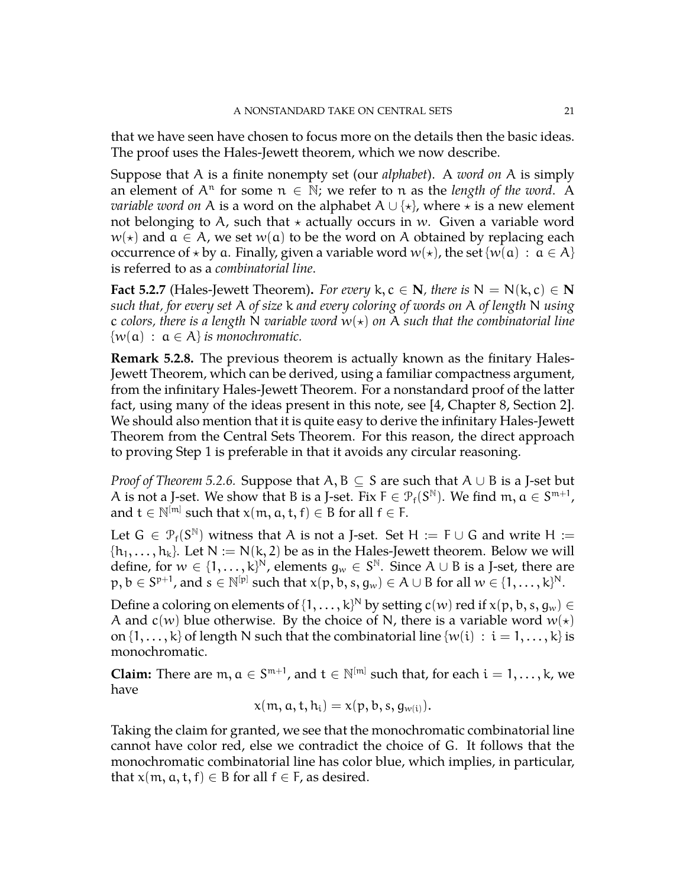that we have seen have chosen to focus more on the details then the basic ideas. The proof uses the Hales-Jewett theorem, which we now describe.

Suppose that $A$ is a finite nonempty set (our *alphabet*). A *word on* $A$ is simply an element of $A^n$ for some $n \in \mathbb{N}$; we refer to $n$ as the *length of the word*. A *variable word on* $A$ is a word on the alphabet $A \cup \{\star\}$, where $\star$ is a new element not belonging to $A$, such that $\star$ actually occurs in $w$. Given a variable word $w(\star)$ and $a \in A$, we set $w(a)$ to be the word on $A$ obtained by replacing each occurrence of $\star$ by $a$. Finally, given a variable word $w(\star)$, the set $\{w(a) : a \in A\}$ is referred to as a *combinatorial line*.

**Fact 5.2.7** (Hales-Jewett Theorem). *For every $k, c \in \mathbf{N}$, there is $N = N(k, c) \in \mathbf{N}$ such that, for every set $A$ of size $k$ and every coloring of words on $A$ of length $N$ using $c$ colors, there is a length $N$ variable word $w(\star)$ on $A$ such that the combinatorial line $\{w(a) : a \in A\}$ is monochromatic.*

**Remark 5.2.8.** The previous theorem is actually known as the finitary Hales-Jewett Theorem, which can be derived, using a familiar compactness argument, from the infinitary Hales-Jewett Theorem. For a nonstandard proof of the latter fact, using many of the ideas present in this note, see [4, Chapter 8, Section 2]. We should also mention that it is quite easy to derive the infinitary Hales-Jewett Theorem from the Central Sets Theorem. For this reason, the direct approach to proving Step 1 is preferable in that it avoids any circular reasoning.

*Proof of Theorem 5.2.6.* Suppose that $A, B \subseteq S$ are such that $A \cup B$ is a J-set but $A$ is not a J-set. We show that $B$ is a J-set. Fix $F \in \mathcal{P}_f(S^{\mathbb{N}})$. We find $m, a \in S^{m+1}$, and $t \in \mathbb{N}^{[m]}$ such that $x(m, a, t, f) \in B$ for all $f \in F$.

Let $G \in \mathcal{P}_f(S^{\mathbb{N}})$ witness that $A$ is not a J-set. Set $H := F \cup G$ and write $H := \{h_1, \ldots, h_k\}$. Let $N := N(k, 2)$ be as in the Hales-Jewett theorem. Below we will define, for $w \in \{1, \ldots, k\}^N$, elements $g_w \in S^{\mathbb{N}}$. Since $A \cup B$ is a J-set, there are $p, b \in S^{p+1}$, and $s \in \mathbb{N}^{[p]}$ such that $x(p, b, s, g_w) \in A \cup B$ for all $w \in \{1, \ldots, k\}^N$.

Define a coloring on elements of $\{1, \ldots, k\}^N$ by setting $c(w)$ red if $x(p, b, s, g_w) \in A$ and $c(w)$ blue otherwise. By the choice of $N$, there is a variable word $w(\star)$ on $\{1, \ldots, k\}$ of length $N$ such that the combinatorial line $\{w(i) : i = 1, \ldots, k\}$ is monochromatic.

**Claim:** There are $m, a \in S^{m+1}$, and $t \in \mathbb{N}^{[m]}$ such that, for each $i = 1, \ldots, k$, we have

$$x(m, a, t, h_i) = x(p, b, s, g_{w(i)}).$$

Taking the claim for granted, we see that the monochromatic combinatorial line cannot have color red, else we contradict the choice of $G$. It follows that the monochromatic combinatorial line has color blue, which implies, in particular, that $x(m, a, t, f) \in B$ for all $f \in F$, as desired.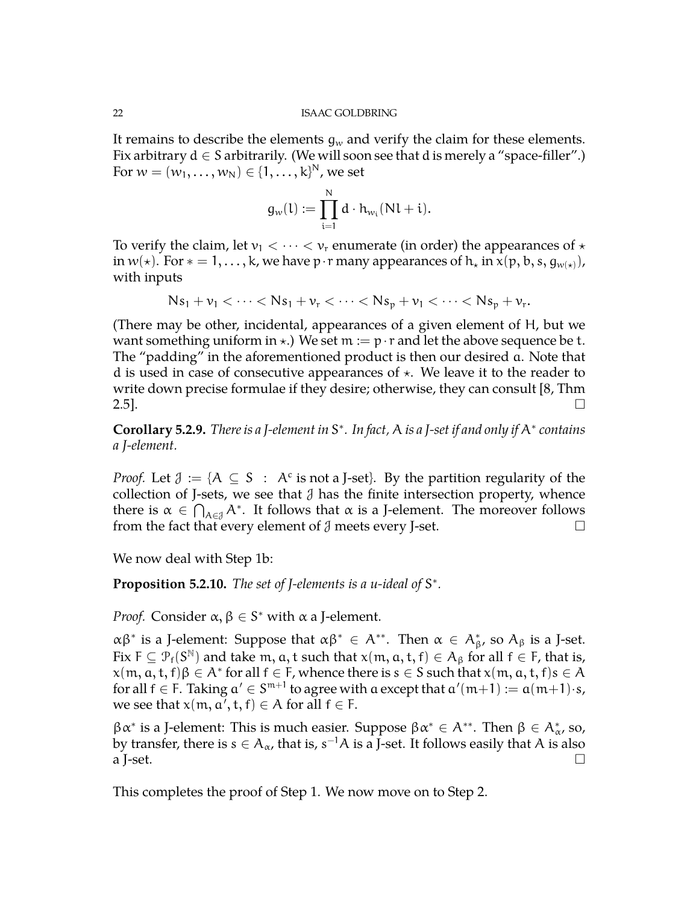It remains to describe the elements $g_w$ and verify the claim for these elements. Fix arbitrary $d \in S$ arbitrarily. (We will soon see that $d$ is merely a "space-filler".) For $w = (w_1, \ldots, w_N) \in \{1, \ldots, k\}^N$, we set

$$g_w(l) := \prod_{i=1}^{N} d \cdot h_{w_i}(Nl + i).$$

To verify the claim, let $v_1 < \cdots < v_r$ enumerate (in order) the appearances of $\star$ in $w(\star)$. For $* = 1, \ldots, k$, we have $p \cdot r$ many appearances of $h_\star$ in $x(p, b, s, g_{w(\star)})$, with inputs

$$Ns_1 + v_1 < \cdots < Ns_1 + v_r < \cdots < Ns_p + v_1 < \cdots < Ns_p + v_r.$$

(There may be other, incidental, appearances of a given element of $H$, but we want something uniform in $\star$.) We set $m := p \cdot r$ and let the above sequence be $t$. The "padding" in the aforementioned product is then our desired $a$. Note that $d$ is used in case of consecutive appearances of $\star$. We leave it to the reader to write down precise formulae if they desire; otherwise, they can consult [8, Thm 2.5]. $\square$

**Corollary 5.2.9.** *There is a J-element in $S^*$. In fact, $A$ is a J-set if and only if $A^*$ contains a J-element.*

*Proof.* Let $\mathcal{J} := \{A \subseteq S \ : \ A^c \text{ is not a J-set}\}$. By the partition regularity of the collection of J-sets, we see that $\mathcal{J}$ has the finite intersection property, whence there is $\alpha \in \bigcap_{A \in \mathcal{J}} A^*$. It follows that $\alpha$ is a J-element. The moreover follows from the fact that every element of $\mathcal{J}$ meets every J-set. $\square$

We now deal with Step 1b:

**Proposition 5.2.10.** *The set of J-elements is a u-ideal of $S^*$.*

*Proof.* Consider $\alpha, \beta \in S^*$ with $\alpha$ a J-element.

$\alpha\beta^*$ is a J-element: Suppose that $\alpha\beta^* \in A^{**}$. Then $\alpha \in A_\beta^*$, so $A_\beta$ is a J-set. Fix $F \subseteq \mathcal{P}_f(S^{\mathbb{N}})$ and take $m, a, t$ such that $x(m, a, t, f) \in A_\beta$ for all $f \in F$, that is, $x(m, a, t, f)\beta \in A^*$ for all $f \in F$, whence there is $s \in S$ such that $x(m, a, t, f)s \in A$ for all $f \in F$. Taking $a' \in S^{m+1}$ to agree with $a$ except that $a'(m+1) := a(m+1) \cdot s$, we see that $x(m, a', t, f) \in A$ for all $f \in F$.

$\beta\alpha^*$ is a J-element: This is much easier. Suppose $\beta\alpha^* \in A^{**}$. Then $\beta \in A_\alpha^*$, so, by transfer, there is $s \in A_\alpha$, that is, $s^{-1}A$ is a J-set. It follows easily that $A$ is also a J-set. $\square$

This completes the proof of Step 1. We now move on to Step 2.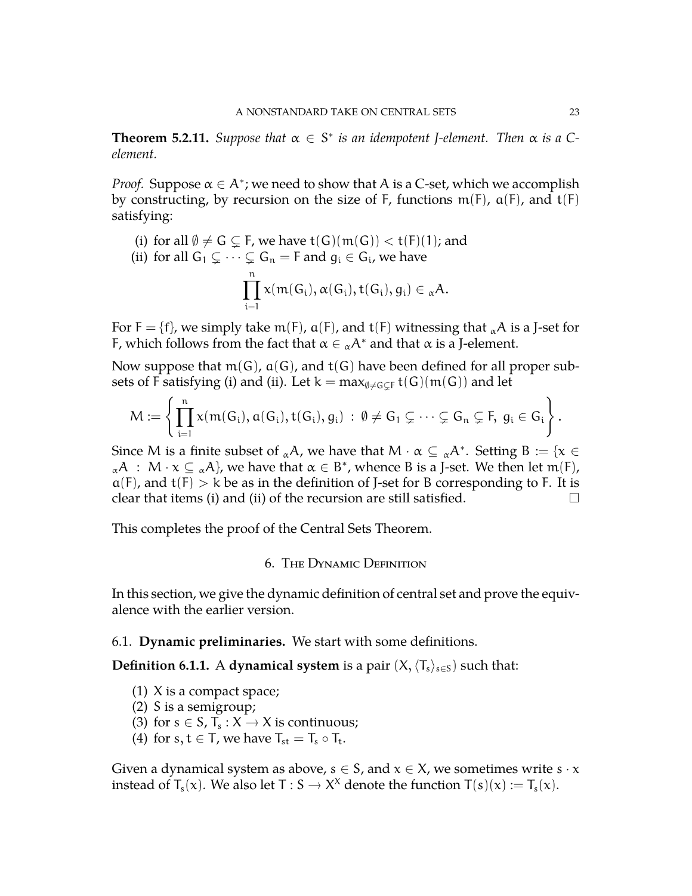**Theorem 5.2.11.** *Suppose that $\alpha \in S^*$ is an idempotent J-element. Then $\alpha$ is a C-element.*

*Proof.* Suppose $\alpha \in A^*$; we need to show that $A$ is a C-set, which we accomplish by constructing, by recursion on the size of $F$, functions $m(F)$, $a(F)$, and $t(F)$ satisfying:

(i) for all $\emptyset \neq G \subsetneq F$, we have $t(G)(m(G)) < t(F)(1)$; and
(ii) for all $G_1 \subsetneq \cdots \subsetneq G_n = F$ and $g_i \in G_i$, we have

$$\prod_{i=1}^{n} x(m(G_i), a(G_i), t(G_i), g_i) \in {}_{\alpha}A.$$

For $F = \{f\}$, we simply take $m(F)$, $a(F)$, and $t(F)$ witnessing that ${}_{\alpha}A$ is a J-set for $F$, which follows from the fact that $\alpha \in {}_{\alpha}A^*$ and that $\alpha$ is a J-element.

Now suppose that $m(G)$, $a(G)$, and $t(G)$ have been defined for all proper subsets of $F$ satisfying (i) and (ii). Let $k = \max_{\emptyset \neq G \subsetneq F} t(G)(m(G))$ and let

$$M := \left\{ \prod_{i=1}^{n} x(m(G_i), a(G_i), t(G_i), g_i) \ : \ \emptyset \neq G_1 \subsetneq \cdots \subsetneq G_n \subsetneq F, \ g_i \in G_i \right\}.$$

Since $M$ is a finite subset of ${}_{\alpha}A$, we have that $M \cdot \alpha \subseteq {}_{\alpha}A^*$. Setting $B := \{x \in {}_{\alpha}A \ : \ M \cdot x \subseteq {}_{\alpha}A\}$, we have that $\alpha \in B^*$, whence $B$ is a J-set. We then let $m(F)$, $a(F)$, and $t(F) > k$ be as in the definition of J-set for $B$ corresponding to $F$. It is clear that items (i) and (ii) of the recursion are still satisfied. $\square$

This completes the proof of the Central Sets Theorem.

## 6. The Dynamic Definition

In this section, we give the dynamic definition of central set and prove the equivalence with the earlier version.

### 6.1. Dynamic preliminaries.

We start with some definitions.

**Definition 6.1.1.** A **dynamical system** is a pair $(X, \langle T_s \rangle_{s \in S})$ such that:

(1) $X$ is a compact space;
(2) $S$ is a semigroup;
(3) for $s \in S$, $T_s : X \to X$ is continuous;
(4) for $s, t \in T$, we have $T_{st} = T_s \circ T_t$.

Given a dynamical system as above, $s \in S$, and $x \in X$, we sometimes write $s \cdot x$ instead of $T_s(x)$. We also let $T : S \to X^X$ denote the function $T(s)(x) := T_s(x)$.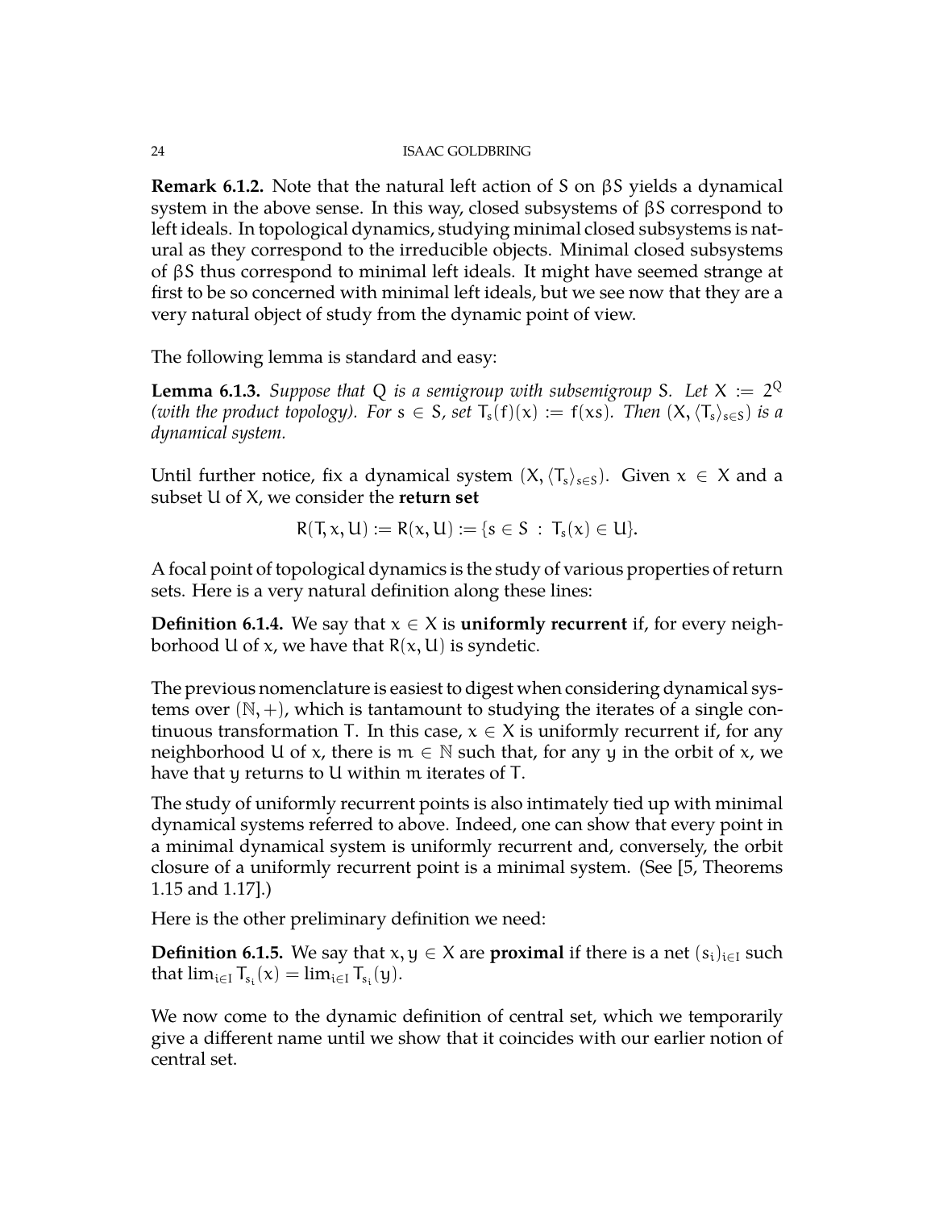**Remark 6.1.2.** Note that the natural left action of $S$ on $\beta S$ yields a dynamical system in the above sense. In this way, closed subsystems of $\beta S$ correspond to left ideals. In topological dynamics, studying minimal closed subsystems is natural as they correspond to the irreducible objects. Minimal closed subsystems of $\beta S$ thus correspond to minimal left ideals. It might have seemed strange at first to be so concerned with minimal left ideals, but we see now that they are a very natural object of study from the dynamic point of view.

The following lemma is standard and easy:

**Lemma 6.1.3.** *Suppose that $Q$ is a semigroup with subsemigroup $S$. Let $X := 2^Q$ (with the product topology). For $s \in S$, set $T_s(f)(x) := f(xs)$. Then $(X, \langle T_s \rangle_{s \in S})$ is a dynamical system.*

Until further notice, fix a dynamical system $(X, \langle T_s \rangle_{s \in S})$. Given $x \in X$ and a subset $U$ of $X$, we consider the **return set**

$$R(T, x, U) := R(x, U) := \{s \in S : T_s(x) \in U\}.$$

A focal point of topological dynamics is the study of various properties of return sets. Here is a very natural definition along these lines:

**Definition 6.1.4.** We say that $x \in X$ is **uniformly recurrent** if, for every neighborhood $U$ of $x$, we have that $R(x, U)$ is syndetic.

The previous nomenclature is easiest to digest when considering dynamical systems over $(\mathbb{N}, +)$, which is tantamount to studying the iterates of a single continuous transformation $T$. In this case, $x \in X$ is uniformly recurrent if, for any neighborhood $U$ of $x$, there is $m \in \mathbb{N}$ such that, for any $y$ in the orbit of $x$, we have that $y$ returns to $U$ within $m$ iterates of $T$.

The study of uniformly recurrent points is also intimately tied up with minimal dynamical systems referred to above. Indeed, one can show that every point in a minimal dynamical system is uniformly recurrent and, conversely, the orbit closure of a uniformly recurrent point is a minimal system. (See [5, Theorems 1.15 and 1.17].)

Here is the other preliminary definition we need:

**Definition 6.1.5.** We say that $x, y \in X$ are **proximal** if there is a net $(s_i)_{i \in I}$ such that $\lim_{i \in I} T_{s_i}(x) = \lim_{i \in I} T_{s_i}(y)$.

We now come to the dynamic definition of central set, which we temporarily give a different name until we show that it coincides with our earlier notion of central set.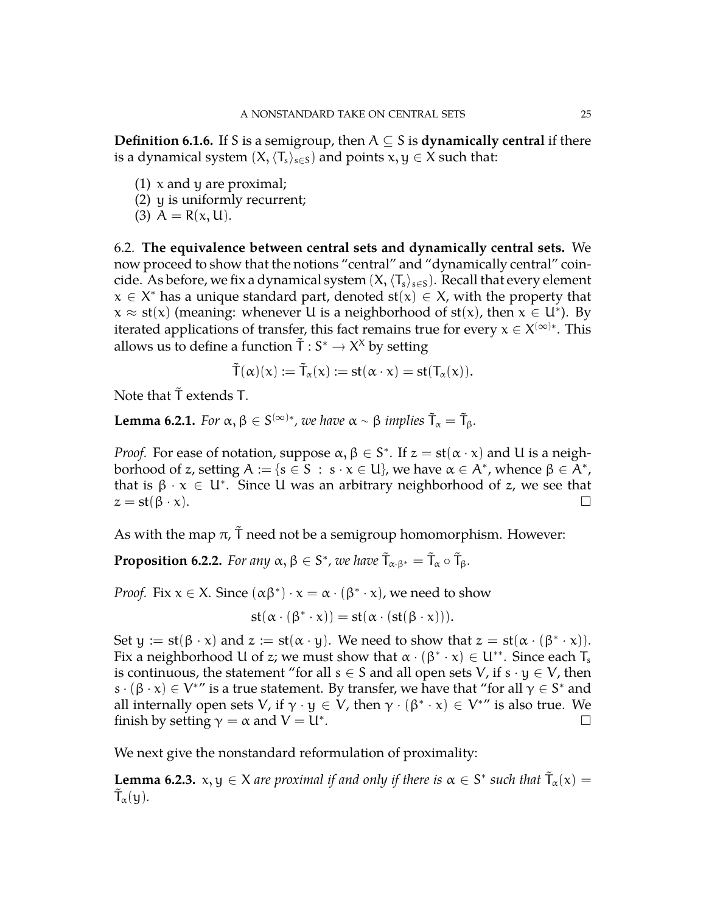**Definition 6.1.6.** If $S$ is a semigroup, then $A \subseteq S$ is **dynamically central** if there is a dynamical system $(X, \langle T_s \rangle_{s \in S})$ and points $x, y \in X$ such that:

1. $x$ and $y$ are proximal;
2. $y$ is uniformly recurrent;
3. $A = R(x, U)$.

6.2. **The equivalence between central sets and dynamically central sets.** We now proceed to show that the notions "central" and "dynamically central" coincide. As before, we fix a dynamical system $(X, \langle T_s \rangle_{s \in S})$. Recall that every element $x \in X^*$ has a unique standard part, denoted $\mathrm{st}(x) \in X$, with the property that $x \approx \mathrm{st}(x)$ (meaning: whenever $U$ is a neighborhood of $\mathrm{st}(x)$, then $x \in U^*$). By iterated applications of transfer, this fact remains true for every $x \in X^{(\infty)*}$. This allows us to define a function $\tilde{T} : S^* \to X^X$ by setting

$$\tilde{T}(\alpha)(x) := \tilde{T}_\alpha(x) := \mathrm{st}(\alpha \cdot x) = \mathrm{st}(T_\alpha(x)).$$

Note that $\tilde{T}$ extends $T$.

**Lemma 6.2.1.** *For $\alpha, \beta \in S^{(\infty)*}$, we have $\alpha \sim \beta$ implies $\tilde{T}_\alpha = \tilde{T}_\beta$.*

*Proof.* For ease of notation, suppose $\alpha, \beta \in S^*$. If $z = \mathrm{st}(\alpha \cdot x)$ and $U$ is a neighborhood of $z$, setting $A := \{s \in S : s \cdot x \in U\}$, we have $\alpha \in A^*$, whence $\beta \in A^*$, that is $\beta \cdot x \in U^*$. Since $U$ was an arbitrary neighborhood of $z$, we see that $z = \mathrm{st}(\beta \cdot x)$. □

As with the map $\pi$, $\tilde{T}$ need not be a semigroup homomorphism. However:

**Proposition 6.2.2.** *For any $\alpha, \beta \in S^*$, we have $\tilde{T}_{\alpha \cdot \beta^*} = \tilde{T}_\alpha \circ \tilde{T}_\beta$.*

*Proof.* Fix $x \in X$. Since $(\alpha\beta^*) \cdot x = \alpha \cdot (\beta^* \cdot x)$, we need to show

$$\mathrm{st}(\alpha \cdot (\beta^* \cdot x)) = \mathrm{st}(\alpha \cdot (\mathrm{st}(\beta \cdot x))).$$

Set $y := \mathrm{st}(\beta \cdot x)$ and $z := \mathrm{st}(\alpha \cdot y)$. We need to show that $z = \mathrm{st}(\alpha \cdot (\beta^* \cdot x))$. Fix a neighborhood $U$ of $z$; we must show that $\alpha \cdot (\beta^* \cdot x) \in U^{**}$. Since each $T_s$ is continuous, the statement "for all $s \in S$ and all open sets $V$, if $s \cdot y \in V$, then $s \cdot (\beta \cdot x) \in V^*$" is a true statement. By transfer, we have that "for all $\gamma \in S^*$ and all internally open sets $V$, if $\gamma \cdot y \in V$, then $\gamma \cdot (\beta^* \cdot x) \in V^*$" is also true. We finish by setting $\gamma = \alpha$ and $V = U^*$. □

We next give the nonstandard reformulation of proximality:

**Lemma 6.2.3.** *$x, y \in X$ are proximal if and only if there is $\alpha \in S^*$ such that $\tilde{T}_\alpha(x) = \tilde{T}_\alpha(y)$.*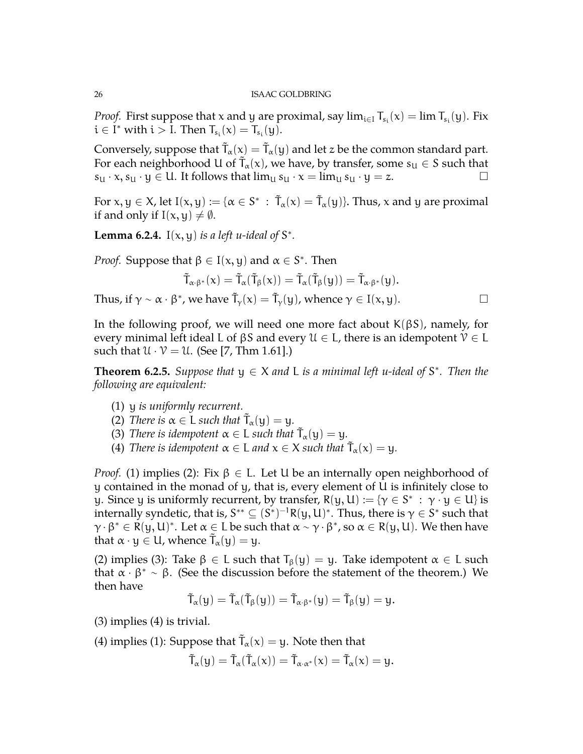*Proof.* First suppose that $x$ and $y$ are proximal, say $\lim_{i\in I} T_{s_i}(x) = \lim T_{s_i}(y)$. Fix $i \in I^*$ with $i > I$. Then $T_{s_i}(x) = T_{s_i}(y)$.

Conversely, suppose that $\tilde{T}_\alpha(x) = \tilde{T}_\alpha(y)$ and let $z$ be the common standard part. For each neighborhood $U$ of $\tilde{T}_\alpha(x)$, we have, by transfer, some $s_U \in S$ such that $s_U \cdot x, s_U \cdot y \in U$. It follows that $\lim_U s_U \cdot x = \lim_U s_U \cdot y = z$. □

For $x, y \in X$, let $I(x, y) := \{\alpha \in S^* \ : \ \tilde{T}_\alpha(x) = \tilde{T}_\alpha(y)\}$. Thus, $x$ and $y$ are proximal if and only if $I(x, y) \neq \emptyset$.

**Lemma 6.2.4.** *$I(x, y)$ is a left u-ideal of $S^*$.*

*Proof.* Suppose that $\beta \in I(x, y)$ and $\alpha \in S^*$. Then

$$\tilde{T}_{\alpha\cdot\beta^*}(x) = \tilde{T}_\alpha(\tilde{T}_\beta(x)) = \tilde{T}_\alpha(\tilde{T}_\beta(y)) = \tilde{T}_{\alpha\cdot\beta^*}(y).$$

Thus, if $\gamma \sim \alpha \cdot \beta^*$, we have $\tilde{T}_\gamma(x) = \tilde{T}_\gamma(y)$, whence $\gamma \in I(x, y)$. □

In the following proof, we will need one more fact about $K(\beta S)$, namely, for every minimal left ideal $L$ of $\beta S$ and every $\mathcal{U} \in L$, there is an idempotent $\mathcal{V} \in L$ such that $\mathcal{U} \cdot \mathcal{V} = \mathcal{U}$. (See [7, Thm 1.61].)

**Theorem 6.2.5.** *Suppose that $y \in X$ and $L$ is a minimal left u-ideal of $S^*$. Then the following are equivalent:*

1. *$y$ is uniformly recurrent.*
2. *There is $\alpha \in L$ such that $\tilde{T}_\alpha(y) = y$.*
3. *There is idempotent $\alpha \in L$ such that $\tilde{T}_\alpha(y) = y$.*
4. *There is idempotent $\alpha \in L$ and $x \in X$ such that $\tilde{T}_\alpha(x) = y$.*

*Proof.* (1) implies (2): Fix $\beta \in L$. Let $U$ be an internally open neighborhood of $y$ contained in the monad of $y$, that is, every element of $U$ is infinitely close to $y$. Since $y$ is uniformly recurrent, by transfer, $R(y, U) := \{\gamma \in S^* \ : \ \gamma \cdot y \in U\}$ is internally syndetic, that is, $S^{**} \subseteq (S^*)^{-1}R(y, U)^*$. Thus, there is $\gamma \in S^*$ such that $\gamma \cdot \beta^* \in R(y, U)^*$. Let $\alpha \in L$ be such that $\alpha \sim \gamma \cdot \beta^*$, so $\alpha \in R(y, U)$. We then have that $\alpha \cdot y \in U$, whence $\tilde{T}_\alpha(y) = y$.

(2) implies (3): Take $\beta \in L$ such that $T_\beta(y) = y$. Take idempotent $\alpha \in L$ such that $\alpha \cdot \beta^* \sim \beta$. (See the discussion before the statement of the theorem.) We then have

$$\tilde{T}_\alpha(y) = \tilde{T}_\alpha(\tilde{T}_\beta(y)) = \tilde{T}_{\alpha\cdot\beta^*}(y) = \tilde{T}_\beta(y) = y.$$

(3) implies (4) is trivial.

(4) implies (1): Suppose that $\tilde{T}_\alpha(x) = y$. Note then that

$$\tilde{T}_\alpha(y) = \tilde{T}_\alpha(\tilde{T}_\alpha(x)) = \tilde{T}_{\alpha\cdot\alpha^*}(x) = \tilde{T}_\alpha(x) = y.$$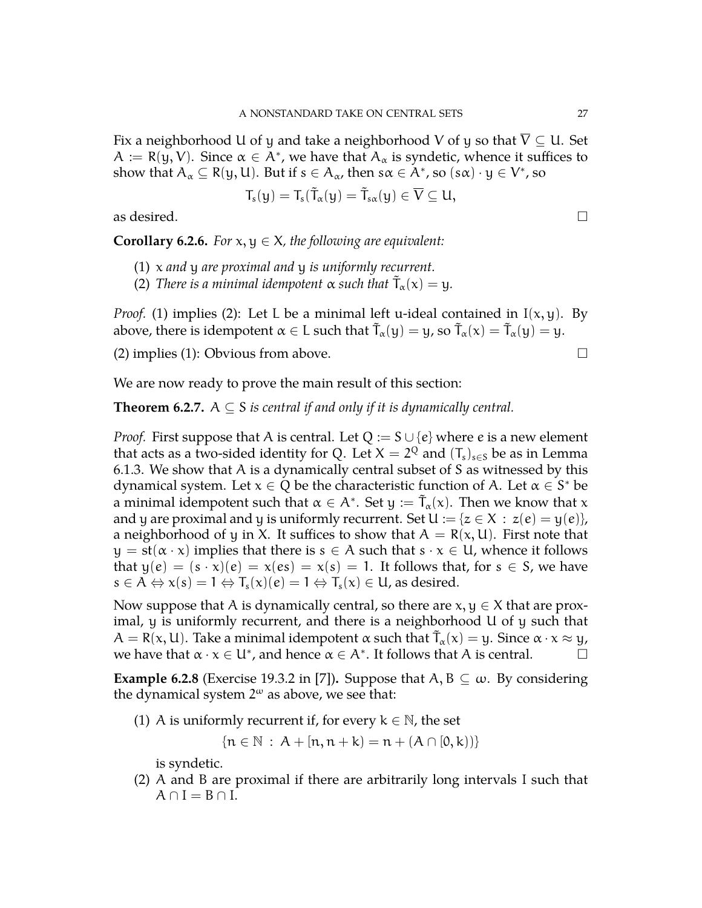Fix a neighborhood $U$ of $y$ and take a neighborhood $V$ of $y$ so that $\overline{V} \subseteq U$. Set $A := R(y, V)$. Since $\alpha \in A^*$, we have that $A_\alpha$ is syndetic, whence it suffices to show that $A_\alpha \subseteq R(y, U)$. But if $s \in A_\alpha$, then $s\alpha \in A^*$, so $(s\alpha) \cdot y \in V^*$, so

$$T_s(y) = T_s(\tilde{T}_\alpha(y) = \tilde{T}_{s\alpha}(y) \in \overline{V} \subseteq U,$$

as desired. □

**Corollary 6.2.6.** *For $x, y \in X$, the following are equivalent:*

1. *$x$ and $y$ are proximal and $y$ is uniformly recurrent.*
2. *There is a minimal idempotent $\alpha$ such that $\tilde{T}_\alpha(x) = y$.*

*Proof.* (1) implies (2): Let $L$ be a minimal left u-ideal contained in $I(x, y)$. By above, there is idempotent $\alpha \in L$ such that $\tilde{T}_\alpha(y) = y$, so $\tilde{T}_\alpha(x) = \tilde{T}_\alpha(y) = y$.

(2) implies (1): Obvious from above. □

We are now ready to prove the main result of this section:

**Theorem 6.2.7.** *$A \subseteq S$ is central if and only if it is dynamically central.*

*Proof.* First suppose that $A$ is central. Let $Q := S \cup \{e\}$ where $e$ is a new element that acts as a two-sided identity for $Q$. Let $X = 2^Q$ and $(T_s)_{s \in S}$ be as in Lemma 6.1.3. We show that $A$ is a dynamically central subset of $S$ as witnessed by this dynamical system. Let $x \in Q$ be the characteristic function of $A$. Let $\alpha \in S^*$ be a minimal idempotent such that $\alpha \in A^*$. Set $y := \tilde{T}_\alpha(x)$. Then we know that $x$ and $y$ are proximal and $y$ is uniformly recurrent. Set $U := \{z \in X : z(e) = y(e)\}$, a neighborhood of $y$ in $X$. It suffices to show that $A = R(x, U)$. First note that $y = \mathrm{st}(\alpha \cdot x)$ implies that there is $s \in A$ such that $s \cdot x \in U$, whence it follows that $y(e) = (s \cdot x)(e) = x(es) = x(s) = 1$. It follows that, for $s \in S$, we have $s \in A \Leftrightarrow x(s) = 1 \Leftrightarrow T_s(x)(e) = 1 \Leftrightarrow T_s(x) \in U$, as desired.

Now suppose that $A$ is dynamically central, so there are $x, y \in X$ that are proximal, $y$ is uniformly recurrent, and there is a neighborhood $U$ of $y$ such that $A = R(x, U)$. Take a minimal idempotent $\alpha$ such that $\tilde{T}_\alpha(x) = y$. Since $\alpha \cdot x \approx y$, we have that $\alpha \cdot x \in U^*$, and hence $\alpha \in A^*$. It follows that $A$ is central. □

**Example 6.2.8** (Exercise 19.3.2 in [7])**.** Suppose that $A, B \subseteq \omega$. By considering the dynamical system $2^\omega$ as above, we see that:

1. $A$ is uniformly recurrent if, for every $k \in \mathbb{N}$, the set
$$\{n \in \mathbb{N} : A + [n, n + k) = n + (A \cap [0, k))\}$$
is syndetic.
2. $A$ and $B$ are proximal if there are arbitrarily long intervals $I$ such that $A \cap I = B \cap I$.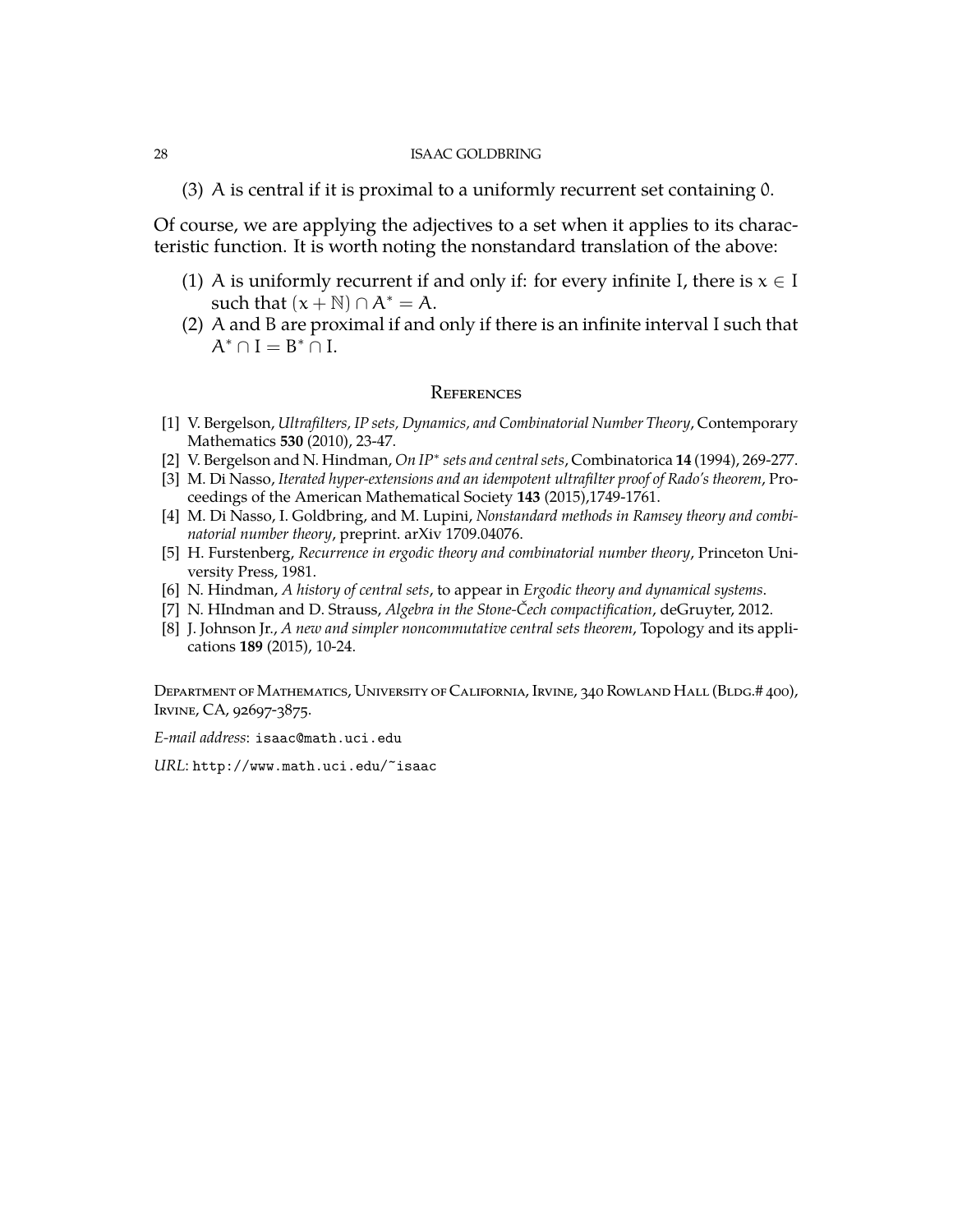(3) $A$ is central if it is proximal to a uniformly recurrent set containing $0$.

Of course, we are applying the adjectives to a set when it applies to its characteristic function. It is worth noting the nonstandard translation of the above:

1. $A$ is uniformly recurrent if and only if: for every infinite $I$, there is $x \in I$ such that $(x + \mathbb{N}) \cap A^* = A$.
2. $A$ and $B$ are proximal if and only if there is an infinite interval $I$ such that $A^* \cap I = B^* \cap I$.

## References

[1] V. Bergelson, *Ultrafilters, IP sets, Dynamics, and Combinatorial Number Theory*, Contemporary Mathematics **530** (2010), 23-47.

[2] V. Bergelson and N. Hindman, *On IP$^*$ sets and central sets*, Combinatorica **14** (1994), 269-277.

[3] M. Di Nasso, *Iterated hyper-extensions and an idempotent ultrafilter proof of Rado's theorem*, Proceedings of the American Mathematical Society **143** (2015),1749-1761.

[4] M. Di Nasso, I. Goldbring, and M. Lupini, *Nonstandard methods in Ramsey theory and combinatorial number theory*, preprint. arXiv 1709.04076.

[5] H. Furstenberg, *Recurrence in ergodic theory and combinatorial number theory*, Princeton University Press, 1981.

[6] N. Hindman, *A history of central sets*, to appear in *Ergodic theory and dynamical systems*.

[7] N. HIndman and D. Strauss, *Algebra in the Stone-Čech compactification*, deGruyter, 2012.

[8] J. Johnson Jr., *A new and simpler noncommutative central sets theorem*, Topology and its applications **189** (2015), 10-24.

Department of Mathematics, University of California, Irvine, 340 Rowland Hall (Bldg.# 400), Irvine, CA, 92697-3875.

*E-mail address*: isaac@math.uci.edu

*URL*: http://www.math.uci.edu/~isaac